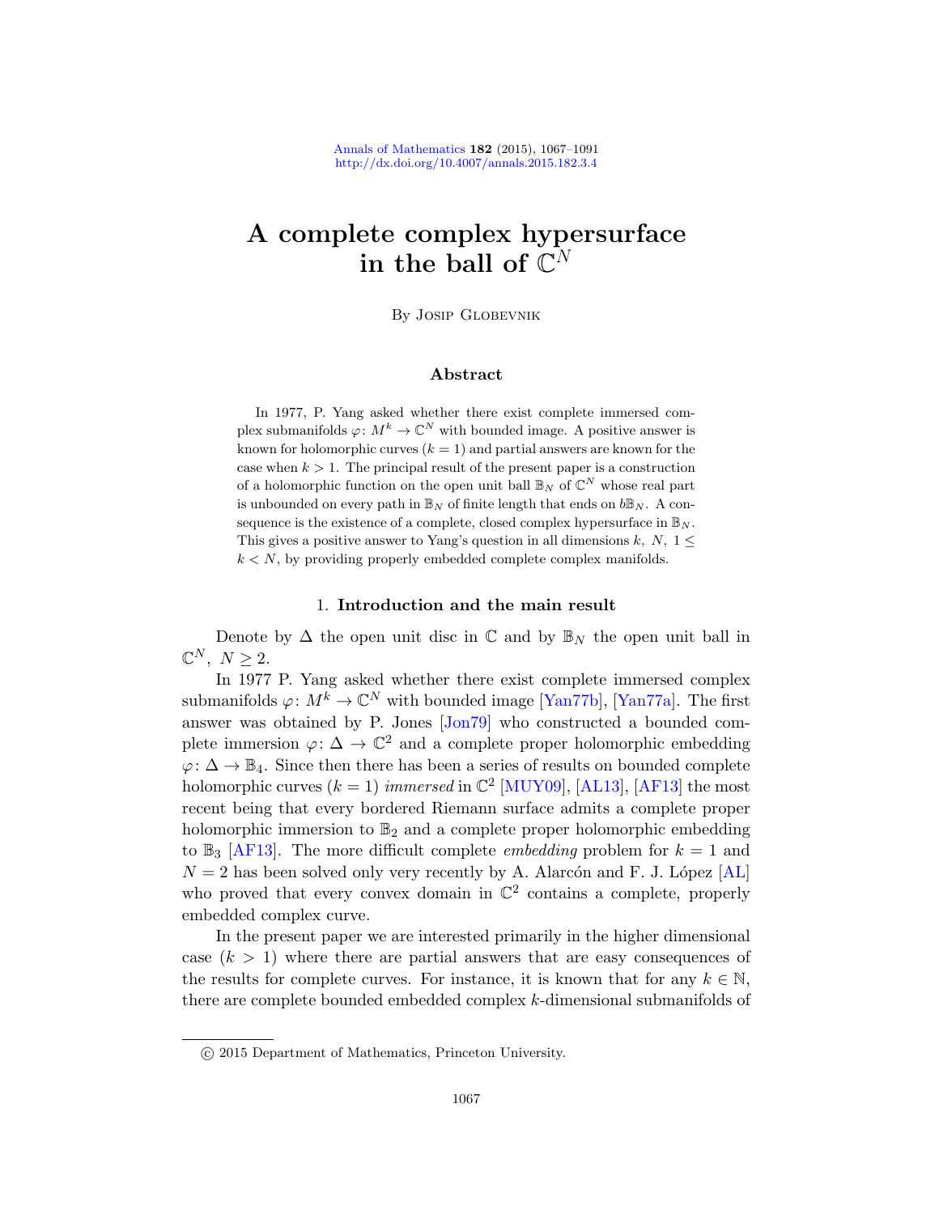# A complete complex hypersurface in the ball of $\mathbb{C}^N$

By Josip Globevnik

## Abstract

In 1977, P. Yang asked whether there exist complete immersed complex submanifolds $\varphi\colon M^k \to \mathbb{C}^N$ with bounded image. A positive answer is known for holomorphic curves ($k = 1$) and partial answers are known for the case when $k > 1$. The principal result of the present paper is a construction of a holomorphic function on the open unit ball $\mathbb{B}_N$ of $\mathbb{C}^N$ whose real part is unbounded on every path in $\mathbb{B}_N$ of finite length that ends on $b\mathbb{B}_N$. A consequence is the existence of a complete, closed complex hypersurface in $\mathbb{B}_N$. This gives a positive answer to Yang's question in all dimensions $k$, $N$, $1 \leq k < N$, by providing properly embedded complete complex manifolds.

## 1. Introduction and the main result

Denote by $\Delta$ the open unit disc in $\mathbb{C}$ and by $\mathbb{B}_N$ the open unit ball in $\mathbb{C}^N$, $N \geq 2$.

In 1977 P. Yang asked whether there exist complete immersed complex submanifolds $\varphi\colon M^k \to \mathbb{C}^N$ with bounded image [Yan77b], [Yan77a]. The first answer was obtained by P. Jones [Jon79] who constructed a bounded complete immersion $\varphi\colon \Delta \to \mathbb{C}^2$ and a complete proper holomorphic embedding $\varphi\colon \Delta \to \mathbb{B}_4$. Since then there has been a series of results on bounded complete holomorphic curves ($k = 1$) *immersed* in $\mathbb{C}^2$ [MUY09], [AL13], [AF13] the most recent being that every bordered Riemann surface admits a complete proper holomorphic immersion to $\mathbb{B}_2$ and a complete proper holomorphic embedding to $\mathbb{B}_3$ [AF13]. The more difficult complete *embedding* problem for $k = 1$ and $N = 2$ has been solved only very recently by A. Alarcón and F. J. López [AL] who proved that every convex domain in $\mathbb{C}^2$ contains a complete, properly embedded complex curve.

In the present paper we are interested primarily in the higher dimensional case ($k > 1$) where there are partial answers that are easy consequences of the results for complete curves. For instance, it is known that for any $k \in \mathbb{N}$, there are complete bounded embedded complex $k$-dimensional submanifolds of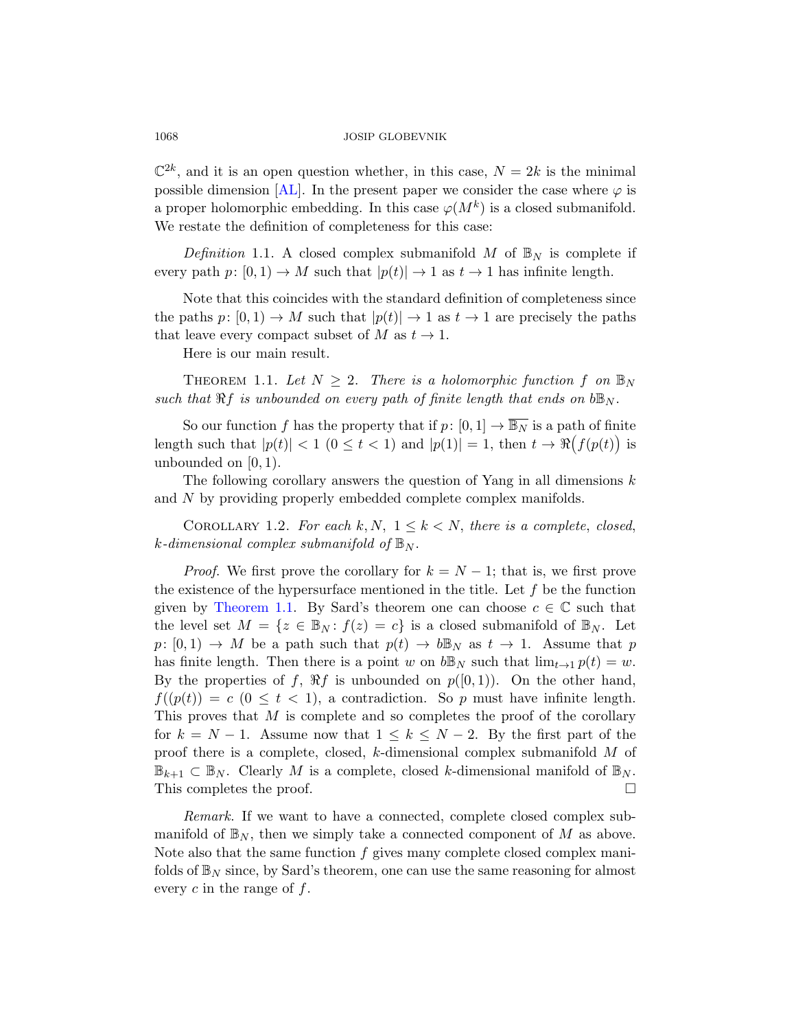$\mathbb{C}^{2k}$, and it is an open question whether, in this case, $N = 2k$ is the minimal possible dimension [AL]. In the present paper we consider the case where $\varphi$ is a proper holomorphic embedding. In this case $\varphi(M^k)$ is a closed submanifold. We restate the definition of completeness for this case:

*Definition* 1.1. A closed complex submanifold $M$ of $\mathbb{B}_N$ is complete if every path $p\colon [0,1) \to M$ such that $|p(t)| \to 1$ as $t \to 1$ has infinite length.

Note that this coincides with the standard definition of completeness since the paths $p\colon [0,1) \to M$ such that $|p(t)| \to 1$ as $t \to 1$ are precisely the paths that leave every compact subset of $M$ as $t \to 1$.

Here is our main result.

THEOREM 1.1. *Let $N \geq 2$. There is a holomorphic function $f$ on $\mathbb{B}_N$ such that $\Re f$ is unbounded on every path of finite length that ends on $b\mathbb{B}_N$.*

So our function $f$ has the property that if $p\colon [0,1] \to \overline{\mathbb{B}_N}$ is a path of finite length such that $|p(t)| < 1$ $(0 \leq t < 1)$ and $|p(1)| = 1$, then $t \to \Re\big(f(p(t)\big)$ is unbounded on $[0,1)$.

The following corollary answers the question of Yang in all dimensions $k$ and $N$ by providing properly embedded complete complex manifolds.

COROLLARY 1.2. *For each $k, N$, $1 \leq k < N$, there is a complete, closed, $k$-dimensional complex submanifold of $\mathbb{B}_N$.*

*Proof.* We first prove the corollary for $k = N - 1$; that is, we first prove the existence of the hypersurface mentioned in the title. Let $f$ be the function given by Theorem 1.1. By Sard's theorem one can choose $c \in \mathbb{C}$ such that the level set $M = \{z \in \mathbb{B}_N\colon f(z) = c\}$ is a closed submanifold of $\mathbb{B}_N$. Let $p\colon [0,1) \to M$ be a path such that $p(t) \to b\mathbb{B}_N$ as $t \to 1$. Assume that $p$ has finite length. Then there is a point $w$ on $b\mathbb{B}_N$ such that $\lim_{t\to 1} p(t) = w$. By the properties of $f$, $\Re f$ is unbounded on $p([0,1))$. On the other hand, $f((p(t)) = c$ $(0 \leq t < 1)$, a contradiction. So $p$ must have infinite length. This proves that $M$ is complete and so completes the proof of the corollary for $k = N - 1$. Assume now that $1 \leq k \leq N - 2$. By the first part of the proof there is a complete, closed, $k$-dimensional complex submanifold $M$ of $\mathbb{B}_{k+1} \subset \mathbb{B}_N$. Clearly $M$ is a complete, closed $k$-dimensional manifold of $\mathbb{B}_N$. This completes the proof. $\square$

*Remark*. If we want to have a connected, complete closed complex submanifold of $\mathbb{B}_N$, then we simply take a connected component of $M$ as above. Note also that the same function $f$ gives many complete closed complex manifolds of $\mathbb{B}_N$ since, by Sard's theorem, one can use the same reasoning for almost every $c$ in the range of $f$.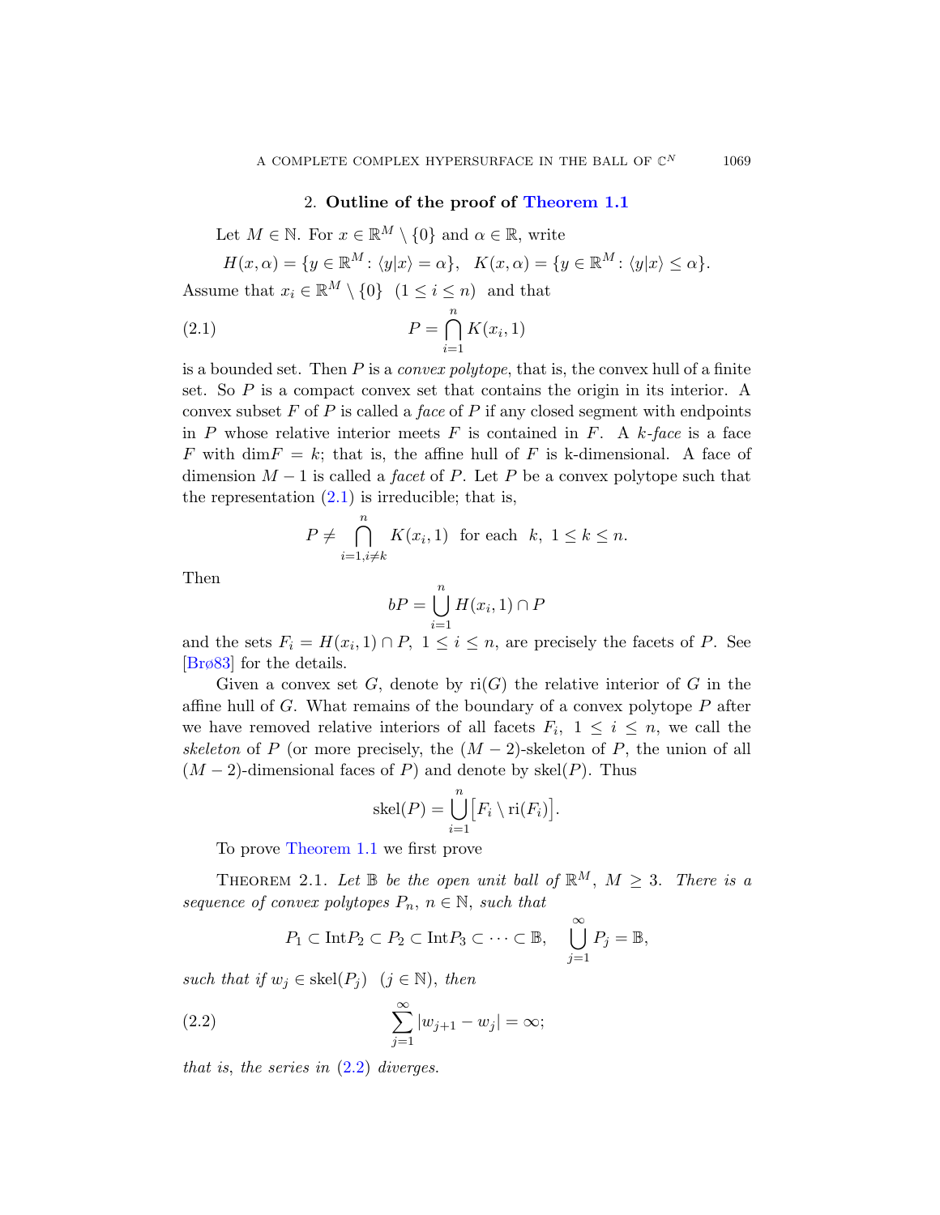## 2. **Outline of the proof of Theorem 1.1**

Let $M \in \mathbb{N}$. For $x \in \mathbb{R}^M \setminus \{0\}$ and $\alpha \in \mathbb{R}$, write

$$H(x,\alpha) = \{y \in \mathbb{R}^M : \langle y|x\rangle = \alpha\}, \quad K(x,\alpha) = \{y \in \mathbb{R}^M : \langle y|x\rangle \le \alpha\}.$$

Assume that $x_i \in \mathbb{R}^M \setminus \{0\}$ $(1 \le i \le n)$ and that

$$P = \bigcap_{i=1}^{n} K(x_i, 1) \tag{2.1}$$

is a bounded set. Then $P$ is a *convex polytope*, that is, the convex hull of a finite set. So $P$ is a compact convex set that contains the origin in its interior. A convex subset $F$ of $P$ is called a *face* of $P$ if any closed segment with endpoints in $P$ whose relative interior meets $F$ is contained in $F$. A *k-face* is a face $F$ with $\dim F = k$; that is, the affine hull of $F$ is k-dimensional. A face of dimension $M-1$ is called a *facet* of $P$. Let $P$ be a convex polytope such that the representation (2.1) is irreducible; that is,

$$P \ne \bigcap_{i=1, i\ne k}^{n} K(x_i, 1) \ \text{ for each } \ k,\ 1 \le k \le n.$$

Then

$$bP = \bigcup_{i=1}^{n} H(x_i, 1) \cap P$$

and the sets $F_i = H(x_i, 1) \cap P$, $1 \le i \le n$, are precisely the facets of $P$. See [Brø83] for the details.

Given a convex set $G$, denote by $\mathrm{ri}(G)$ the relative interior of $G$ in the affine hull of $G$. What remains of the boundary of a convex polytope $P$ after we have removed relative interiors of all facets $F_i$, $1 \le i \le n$, we call the *skeleton* of $P$ (or more precisely, the $(M-2)$-skeleton of $P$, the union of all $(M-2)$-dimensional faces of $P$) and denote by $\mathrm{skel}(P)$. Thus

$$\mathrm{skel}(P) = \bigcup_{i=1}^{n} \big[F_i \setminus \mathrm{ri}(F_i)\big].$$

To prove Theorem 1.1 we first prove

Theorem 2.1. *Let $\mathbb{B}$ be the open unit ball of $\mathbb{R}^M$, $M \ge 3$. There is a sequence of convex polytopes $P_n$, $n \in \mathbb{N}$, such that*

$$P_1 \subset \mathrm{Int} P_2 \subset P_2 \subset \mathrm{Int} P_3 \subset \cdots \subset \mathbb{B}, \quad \bigcup_{j=1}^{\infty} P_j = \mathbb{B},$$

*such that if $w_j \in \mathrm{skel}(P_j)$ $(j \in \mathbb{N})$, then*

$$\sum_{j=1}^{\infty} |w_{j+1} - w_j| = \infty; \tag{2.2}$$

*that is, the series in (2.2) diverges.*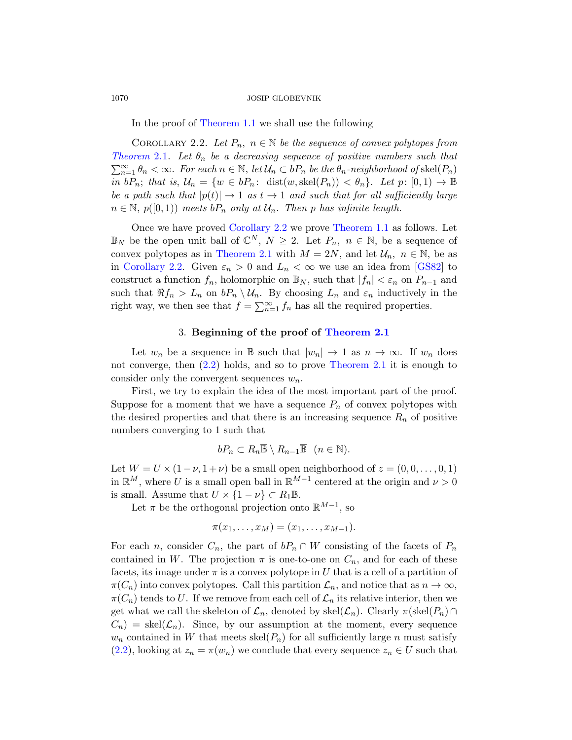In the proof of Theorem 1.1 we shall use the following

Corollary 2.2. *Let $P_n,\ n \in \mathbb{N}$ be the sequence of convex polytopes from Theorem 2.1. Let $\theta_n$ be a decreasing sequence of positive numbers such that $\sum_{n=1}^{\infty} \theta_n < \infty$. For each $n \in \mathbb{N}$, let $\mathcal{U}_n \subset bP_n$ be the $\theta_n$-neighborhood of $\text{skel}(P_n)$ in $bP_n$; that is, $\mathcal{U}_n = \{w \in bP_n\colon\ \text{dist}(w, \text{skel}(P_n)) < \theta_n\}$. Let $p\colon [0,1) \to \mathbb{B}$ be a path such that $|p(t)| \to 1$ as $t \to 1$ and such that for all sufficiently large $n \in \mathbb{N}$, $p([0,1))$ meets $bP_n$ only at $\mathcal{U}_n$. Then $p$ has infinite length.*

Once we have proved Corollary 2.2 we prove Theorem 1.1 as follows. Let $\mathbb{B}_N$ be the open unit ball of $\mathbb{C}^N$, $N \geq 2$. Let $P_n,\ n \in \mathbb{N}$, be a sequence of convex polytopes as in Theorem 2.1 with $M = 2N$, and let $\mathcal{U}_n,\ n \in \mathbb{N}$, be as in Corollary 2.2. Given $\varepsilon_n > 0$ and $L_n < \infty$ we use an idea from [GS82] to construct a function $f_n$, holomorphic on $\mathbb{B}_N$, such that $|f_n| < \varepsilon_n$ on $P_{n-1}$ and such that $\Re f_n > L_n$ on $bP_n \setminus \mathcal{U}_n$. By choosing $L_n$ and $\varepsilon_n$ inductively in the right way, we then see that $f = \sum_{n=1}^{\infty} f_n$ has all the required properties.

## 3. Beginning of the proof of Theorem 2.1

Let $w_n$ be a sequence in $\mathbb{B}$ such that $|w_n| \to 1$ as $n \to \infty$. If $w_n$ does not converge, then (2.2) holds, and so to prove Theorem 2.1 it is enough to consider only the convergent sequences $w_n$.

First, we try to explain the idea of the most important part of the proof. Suppose for a moment that we have a sequence $P_n$ of convex polytopes with the desired properties and that there is an increasing sequence $R_n$ of positive numbers converging to 1 such that

$$bP_n \subset R_n\overline{\mathbb{B}} \setminus R_{n-1}\overline{\mathbb{B}} \quad (n \in \mathbb{N}).$$

Let $W = U \times (1-\nu, 1+\nu)$ be a small open neighborhood of $z = (0, 0, \ldots, 0, 1)$ in $\mathbb{R}^M$, where $U$ is a small open ball in $\mathbb{R}^{M-1}$ centered at the origin and $\nu > 0$ is small. Assume that $U \times \{1-\nu\} \subset R_1\mathbb{B}$.

Let $\pi$ be the orthogonal projection onto $\mathbb{R}^{M-1}$, so

$$\pi(x_1, \ldots, x_M) = (x_1, \ldots, x_{M-1}).$$

For each $n$, consider $C_n$, the part of $bP_n \cap W$ consisting of the facets of $P_n$ contained in $W$. The projection $\pi$ is one-to-one on $C_n$, and for each of these facets, its image under $\pi$ is a convex polytope in $U$ that is a cell of a partition of $\pi(C_n)$ into convex polytopes. Call this partition $\mathcal{L}_n$, and notice that as $n \to \infty$, $\pi(C_n)$ tends to $U$. If we remove from each cell of $\mathcal{L}_n$ its relative interior, then we get what we call the skeleton of $\mathcal{L}_n$, denoted by $\text{skel}(\mathcal{L}_n)$. Clearly $\pi(\text{skel}(P_n) \cap C_n) = \text{skel}(\mathcal{L}_n)$. Since, by our assumption at the moment, every sequence $w_n$ contained in $W$ that meets $\text{skel}(P_n)$ for all sufficiently large $n$ must satisfy (2.2), looking at $z_n = \pi(w_n)$ we conclude that every sequence $z_n \in U$ such that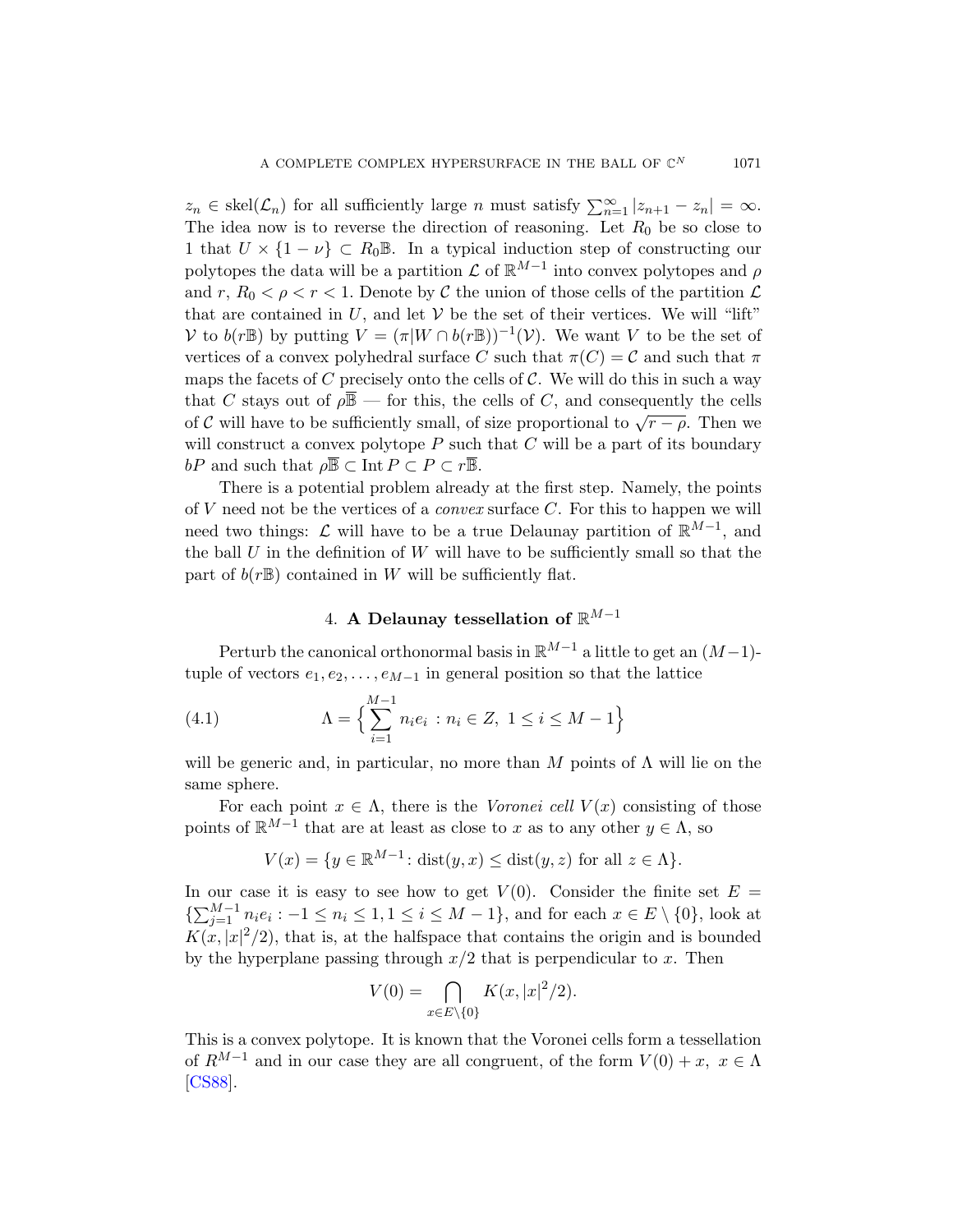$z_n \in \mathrm{skel}(\mathcal{L}_n)$ for all sufficiently large $n$ must satisfy $\sum_{n=1}^{\infty} |z_{n+1} - z_n| = \infty$. The idea now is to reverse the direction of reasoning. Let $R_0$ be so close to 1 that $U \times \{1-\nu\} \subset R_0\mathbb{B}$. In a typical induction step of constructing our polytopes the data will be a partition $\mathcal{L}$ of $\mathbb{R}^{M-1}$ into convex polytopes and $\rho$ and $r$, $R_0 < \rho < r < 1$. Denote by $\mathcal{C}$ the union of those cells of the partition $\mathcal{L}$ that are contained in $U$, and let $\mathcal{V}$ be the set of their vertices. We will "lift" $\mathcal{V}$ to $b(r\mathbb{B})$ by putting $V = (\pi|W \cap b(r\mathbb{B}))^{-1}(\mathcal{V})$. We want $V$ to be the set of vertices of a convex polyhedral surface $C$ such that $\pi(C) = \mathcal{C}$ and such that $\pi$ maps the facets of $C$ precisely onto the cells of $\mathcal{C}$. We will do this in such a way that $C$ stays out of $\rho\overline{\mathbb{B}}$ — for this, the cells of $C$, and consequently the cells of $\mathcal{C}$ will have to be sufficiently small, of size proportional to $\sqrt{r-\rho}$. Then we will construct a convex polytope $P$ such that $C$ will be a part of its boundary $bP$ and such that $\rho\overline{\mathbb{B}} \subset \mathrm{Int}\, P \subset P \subset r\overline{\mathbb{B}}$.

There is a potential problem already at the first step. Namely, the points of $V$ need not be the vertices of a *convex* surface $C$. For this to happen we will need two things: $\mathcal{L}$ will have to be a true Delaunay partition of $\mathbb{R}^{M-1}$, and the ball $U$ in the definition of $W$ will have to be sufficiently small so that the part of $b(r\mathbb{B})$ contained in $W$ will be sufficiently flat.

## 4. A Delaunay tessellation of $\mathbb{R}^{M-1}$

Perturb the canonical orthonormal basis in $\mathbb{R}^{M-1}$ a little to get an $(M-1)$-tuple of vectors $e_1, e_2, \ldots, e_{M-1}$ in general position so that the lattice

$$\Lambda = \Big\{ \sum_{i=1}^{M-1} n_i e_i \,:\, n_i \in Z,\ 1 \leq i \leq M-1 \Big\} \tag{4.1}$$

will be generic and, in particular, no more than $M$ points of $\Lambda$ will lie on the same sphere.

For each point $x \in \Lambda$, there is the *Voronei cell* $V(x)$ consisting of those points of $\mathbb{R}^{M-1}$ that are at least as close to $x$ as to any other $y \in \Lambda$, so

$$V(x) = \{y \in \mathbb{R}^{M-1} \colon \mathrm{dist}(y, x) \leq \mathrm{dist}(y, z) \text{ for all } z \in \Lambda\}.$$

In our case it is easy to see how to get $V(0)$. Consider the finite set $E = \{\sum_{j=1}^{M-1} n_i e_i : -1 \leq n_i \leq 1, 1 \leq i \leq M-1\}$, and for each $x \in E \setminus \{0\}$, look at $K(x, |x|^2/2)$, that is, at the halfspace that contains the origin and is bounded by the hyperplane passing through $x/2$ that is perpendicular to $x$. Then

$$V(0) = \bigcap_{x \in E \setminus \{0\}} K(x, |x|^2/2).$$

This is a convex polytope. It is known that the Voronei cells form a tessellation of $R^{M-1}$ and in our case they are all congruent, of the form $V(0) + x,\ x \in \Lambda$ [CS88].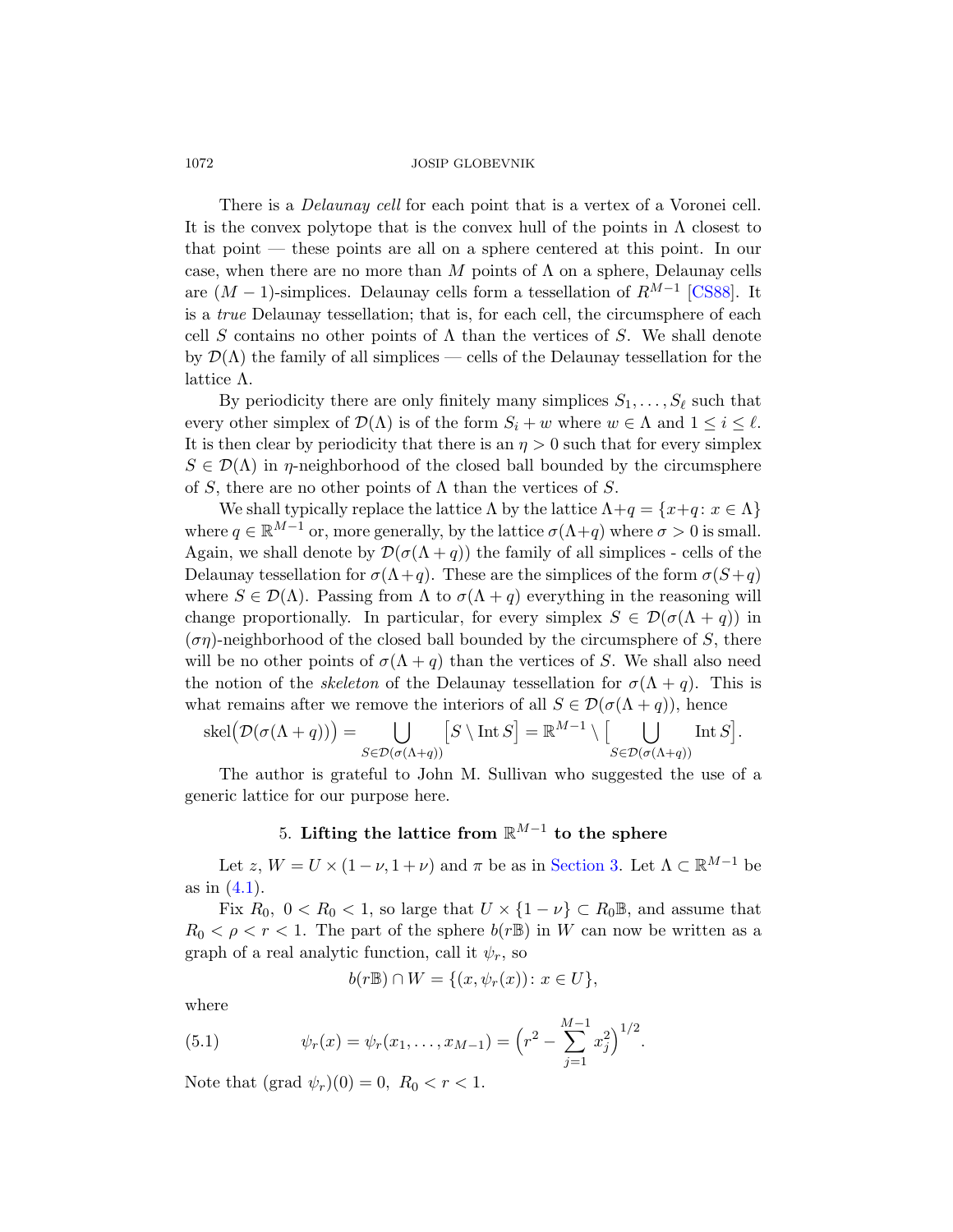There is a *Delaunay cell* for each point that is a vertex of a Voronei cell. It is the convex polytope that is the convex hull of the points in $\Lambda$ closest to that point — these points are all on a sphere centered at this point. In our case, when there are no more than $M$ points of $\Lambda$ on a sphere, Delaunay cells are $(M-1)$-simplices. Delaunay cells form a tessellation of $R^{M-1}$ [CS88]. It is a *true* Delaunay tessellation; that is, for each cell, the circumsphere of each cell $S$ contains no other points of $\Lambda$ than the vertices of $S$. We shall denote by $\mathcal{D}(\Lambda)$ the family of all simplices — cells of the Delaunay tessellation for the lattice $\Lambda$.

By periodicity there are only finitely many simplices $S_1, \ldots, S_\ell$ such that every other simplex of $\mathcal{D}(\Lambda)$ is of the form $S_i + w$ where $w \in \Lambda$ and $1 \leq i \leq \ell$. It is then clear by periodicity that there is an $\eta > 0$ such that for every simplex $S \in \mathcal{D}(\Lambda)$ in $\eta$-neighborhood of the closed ball bounded by the circumsphere of $S$, there are no other points of $\Lambda$ than the vertices of $S$.

We shall typically replace the lattice $\Lambda$ by the lattice $\Lambda + q = \{x+q \colon x \in \Lambda\}$ where $q \in \mathbb{R}^{M-1}$ or, more generally, by the lattice $\sigma(\Lambda+q)$ where $\sigma > 0$ is small. Again, we shall denote by $\mathcal{D}(\sigma(\Lambda+q))$ the family of all simplices - cells of the Delaunay tessellation for $\sigma(\Lambda+q)$. These are the simplices of the form $\sigma(S+q)$ where $S \in \mathcal{D}(\Lambda)$. Passing from $\Lambda$ to $\sigma(\Lambda+q)$ everything in the reasoning will change proportionally. In particular, for every simplex $S \in \mathcal{D}(\sigma(\Lambda+q))$ in $(\sigma\eta)$-neighborhood of the closed ball bounded by the circumsphere of $S$, there will be no other points of $\sigma(\Lambda+q)$ than the vertices of $S$. We shall also need the notion of the *skeleton* of the Delaunay tessellation for $\sigma(\Lambda+q)$. This is what remains after we remove the interiors of all $S \in \mathcal{D}(\sigma(\Lambda+q))$, hence

$$\operatorname{skel}\big(\mathcal{D}(\sigma(\Lambda+q))\big) = \bigcup_{S \in \mathcal{D}(\sigma(\Lambda+q))} \big[S \setminus \operatorname{Int} S\big] = \mathbb{R}^{M-1} \setminus \Big[\bigcup_{S \in \mathcal{D}(\sigma(\Lambda+q))} \operatorname{Int} S\Big].$$

The author is grateful to John M. Sullivan who suggested the use of a generic lattice for our purpose here.

## 5. Lifting the lattice from $\mathbb{R}^{M-1}$ to the sphere

Let $z$, $W = U \times (1-\nu, 1+\nu)$ and $\pi$ be as in Section 3. Let $\Lambda \subset \mathbb{R}^{M-1}$ be as in (4.1).

Fix $R_0$, $0 < R_0 < 1$, so large that $U \times \{1-\nu\} \subset R_0\mathbb{B}$, and assume that $R_0 < \rho < r < 1$. The part of the sphere $b(r\mathbb{B})$ in $W$ can now be written as a graph of a real analytic function, call it $\psi_r$, so

$$b(r\mathbb{B}) \cap W = \{(x, \psi_r(x)) \colon x \in U\},$$

where

$$\psi_r(x) = \psi_r(x_1, \ldots, x_{M-1}) = \Big(r^2 - \sum_{j=1}^{M-1} x_j^2\Big)^{1/2}. \tag{5.1}$$

Note that $(\operatorname{grad} \psi_r)(0) = 0$, $R_0 < r < 1$.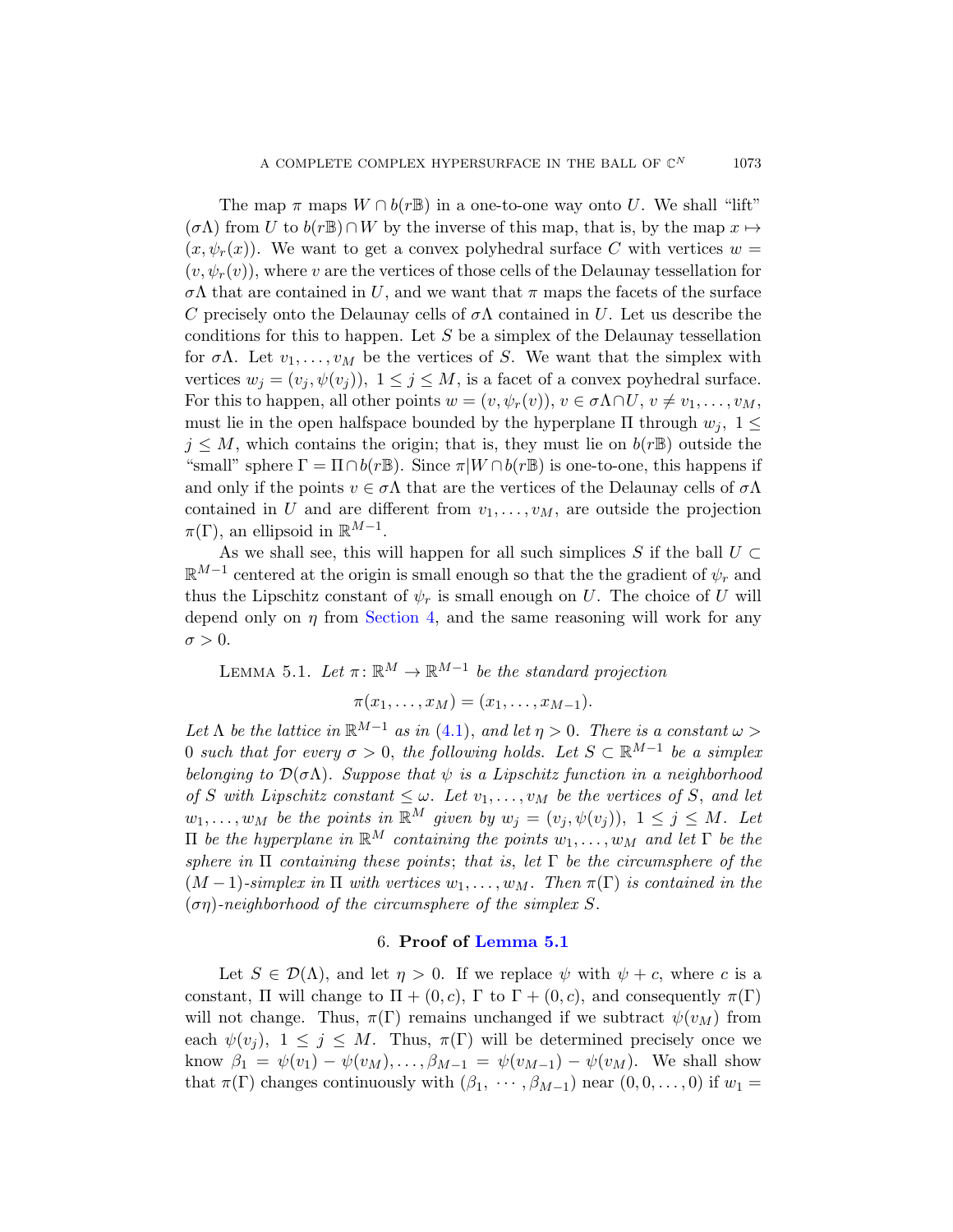The map $\pi$ maps $W \cap b(r\mathbb{B})$ in a one-to-one way onto $U$. We shall "lift" $(\sigma\Lambda)$ from $U$ to $b(r\mathbb{B}) \cap W$ by the inverse of this map, that is, by the map $x \mapsto (x, \psi_r(x))$. We want to get a convex polyhedral surface $C$ with vertices $w = (v, \psi_r(v))$, where $v$ are the vertices of those cells of the Delaunay tessellation for $\sigma\Lambda$ that are contained in $U$, and we want that $\pi$ maps the facets of the surface $C$ precisely onto the Delaunay cells of $\sigma\Lambda$ contained in $U$. Let us describe the conditions for this to happen. Let $S$ be a simplex of the Delaunay tessellation for $\sigma\Lambda$. Let $v_1, \ldots, v_M$ be the vertices of $S$. We want that the simplex with vertices $w_j = (v_j, \psi(v_j))$, $1 \leq j \leq M$, is a facet of a convex poyhedral surface. For this to happen, all other points $w = (v, \psi_r(v))$, $v \in \sigma\Lambda \cap U$, $v \neq v_1, \ldots, v_M$, must lie in the open halfspace bounded by the hyperplane $\Pi$ through $w_j$, $1 \leq j \leq M$, which contains the origin; that is, they must lie on $b(r\mathbb{B})$ outside the "small" sphere $\Gamma = \Pi \cap b(r\mathbb{B})$. Since $\pi | W \cap b(r\mathbb{B})$ is one-to-one, this happens if and only if the points $v \in \sigma\Lambda$ that are the vertices of the Delaunay cells of $\sigma\Lambda$ contained in $U$ and are different from $v_1, \ldots, v_M$, are outside the projection $\pi(\Gamma)$, an ellipsoid in $\mathbb{R}^{M-1}$.

As we shall see, this will happen for all such simplices $S$ if the ball $U \subset \mathbb{R}^{M-1}$ centered at the origin is small enough so that the the gradient of $\psi_r$ and thus the Lipschitz constant of $\psi_r$ is small enough on $U$. The choice of $U$ will depend only on $\eta$ from Section 4, and the same reasoning will work for any $\sigma > 0$.

Lemma 5.1. *Let $\pi \colon \mathbb{R}^M \to \mathbb{R}^{M-1}$ be the standard projection*

$$\pi(x_1, \ldots, x_M) = (x_1, \ldots, x_{M-1}).$$

*Let $\Lambda$ be the lattice in $\mathbb{R}^{M-1}$ as in (4.1), and let $\eta > 0$. There is a constant $\omega > 0$ such that for every $\sigma > 0$, the following holds. Let $S \subset \mathbb{R}^{M-1}$ be a simplex belonging to $\mathcal{D}(\sigma\Lambda)$. Suppose that $\psi$ is a Lipschitz function in a neighborhood of $S$ with Lipschitz constant $\leq \omega$. Let $v_1, \ldots, v_M$ be the vertices of $S$, and let $w_1, \ldots, w_M$ be the points in $\mathbb{R}^M$ given by $w_j = (v_j, \psi(v_j))$, $1 \leq j \leq M$. Let $\Pi$ be the hyperplane in $\mathbb{R}^M$ containing the points $w_1, \ldots, w_M$ and let $\Gamma$ be the sphere in $\Pi$ containing these points; that is, let $\Gamma$ be the circumsphere of the $(M-1)$-simplex in $\Pi$ with vertices $w_1, \ldots, w_M$. Then $\pi(\Gamma)$ is contained in the $(\sigma\eta)$-neighborhood of the circumsphere of the simplex $S$.*

## 6. Proof of Lemma 5.1

Let $S \in \mathcal{D}(\Lambda)$, and let $\eta > 0$. If we replace $\psi$ with $\psi + c$, where $c$ is a constant, $\Pi$ will change to $\Pi + (0, c)$, $\Gamma$ to $\Gamma + (0, c)$, and consequently $\pi(\Gamma)$ will not change. Thus, $\pi(\Gamma)$ remains unchanged if we subtract $\psi(v_M)$ from each $\psi(v_j)$, $1 \leq j \leq M$. Thus, $\pi(\Gamma)$ will be determined precisely once we know $\beta_1 = \psi(v_1) - \psi(v_M), \ldots, \beta_{M-1} = \psi(v_{M-1}) - \psi(v_M)$. We shall show that $\pi(\Gamma)$ changes continuously with $(\beta_1, \cdots, \beta_{M-1})$ near $(0, 0, \ldots, 0)$ if $w_1 =$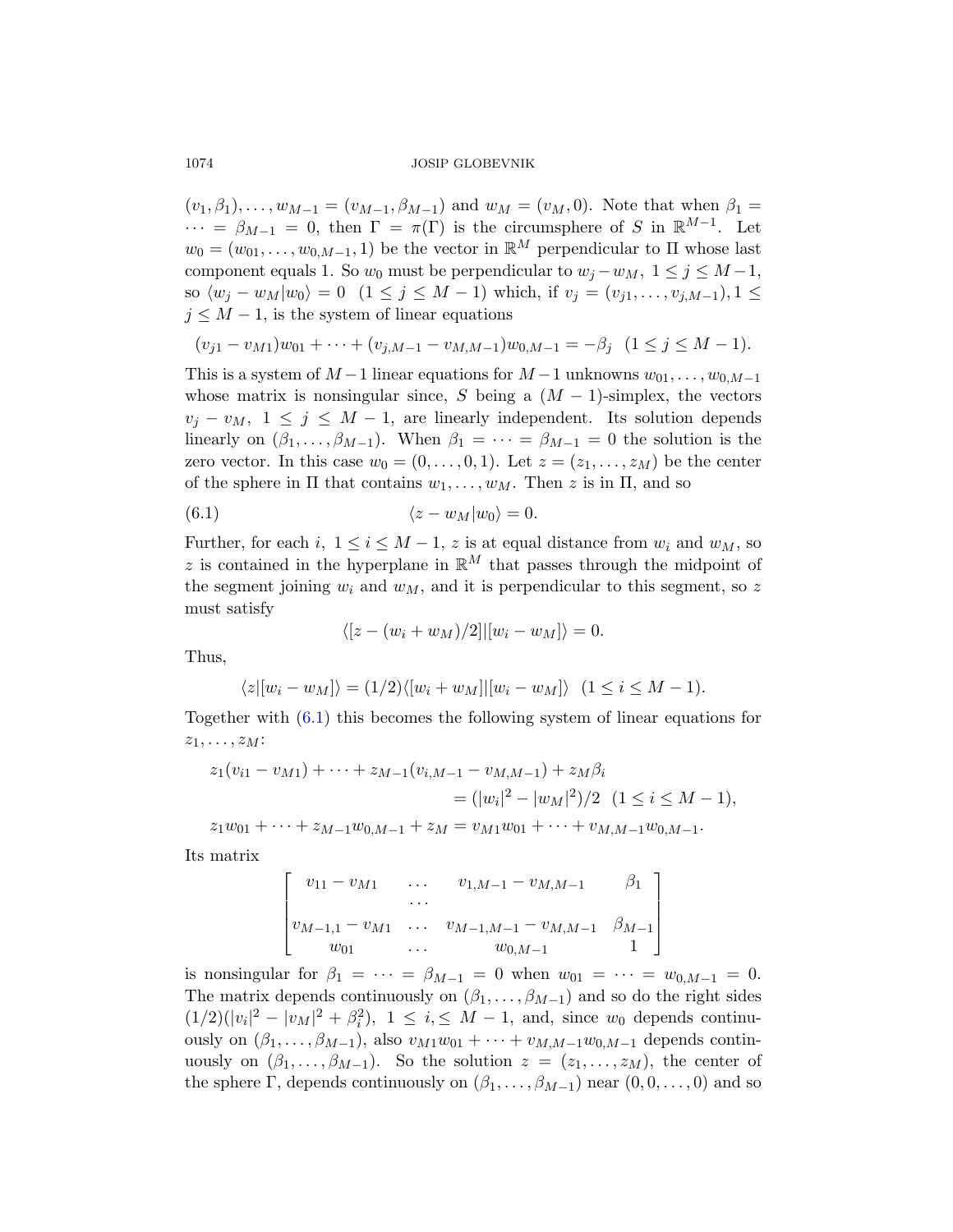$(v_1,\beta_1),\ldots,w_{M-1}=(v_{M-1},\beta_{M-1})$ and $w_M=(v_M,0)$. Note that when $\beta_1=\cdots=\beta_{M-1}=0$, then $\Gamma=\pi(\Gamma)$ is the circumsphere of $S$ in $\mathbb{R}^{M-1}$. Let $w_0=(w_{01},\ldots,w_{0,M-1},1)$ be the vector in $\mathbb{R}^M$ perpendicular to $\Pi$ whose last component equals 1. So $w_0$ must be perpendicular to $w_j-w_M,\ 1\le j\le M-1$, so $\langle w_j-w_M|w_0\rangle=0\ \ (1\le j\le M-1)$ which, if $v_j=(v_{j1},\ldots,v_{j,M-1}), 1\le j\le M-1$, is the system of linear equations

$$(v_{j1}-v_{M1})w_{01}+\cdots+(v_{j,M-1}-v_{M,M-1})w_{0,M-1}=-\beta_j\ \ (1\le j\le M-1).$$

This is a system of $M-1$ linear equations for $M-1$ unknowns $w_{01},\ldots,w_{0,M-1}$ whose matrix is nonsingular since, $S$ being a $(M-1)$-simplex, the vectors $v_j-v_M,\ 1\le j\le M-1$, are linearly independent. Its solution depends linearly on $(\beta_1,\ldots,\beta_{M-1})$. When $\beta_1=\cdots=\beta_{M-1}=0$ the solution is the zero vector. In this case $w_0=(0,\ldots,0,1)$. Let $z=(z_1,\ldots,z_M)$ be the center of the sphere in $\Pi$ that contains $w_1,\ldots,w_M$. Then $z$ is in $\Pi$, and so

$$\langle z-w_M|w_0\rangle=0. \tag{6.1}$$

Further, for each $i,\ 1\le i\le M-1$, $z$ is at equal distance from $w_i$ and $w_M$, so $z$ is contained in the hyperplane in $\mathbb{R}^M$ that passes through the midpoint of the segment joining $w_i$ and $w_M$, and it is perpendicular to this segment, so $z$ must satisfy

$$\langle [z-(w_i+w_M)/2]|[w_i-w_M]\rangle=0.$$

Thus,

$$\langle z|[w_i-w_M]\rangle=(1/2)\langle [w_i+w_M]|[w_i-w_M]\rangle\ \ (1\le i\le M-1).$$

Together with (6.1) this becomes the following system of linear equations for $z_1,\ldots,z_M$:

$$\begin{aligned}
z_1(v_{i1}-v_{M1})+\cdots+z_{M-1}(v_{i,M-1}-v_{M,M-1})+z_M\beta_i&\\
=(|w_i|^2-|w_M|^2)/2\ \ &(1\le i\le M-1),\\
z_1w_{01}+\cdots+z_{M-1}w_{0,M-1}+z_M=v_{M1}w_{01}+\cdots+v_{M,M-1}w_{0,M-1}&.
\end{aligned}$$

Its matrix

$$\begin{bmatrix}
v_{11}-v_{M1} & \ldots & v_{1,M-1}-v_{M,M-1} & \beta_1\\
 & \ldots & & \\
v_{M-1,1}-v_{M1} & \ldots & v_{M-1,M-1}-v_{M,M-1} & \beta_{M-1}\\
w_{01} & \ldots & w_{0,M-1} & 1
\end{bmatrix}$$

is nonsingular for $\beta_1=\cdots=\beta_{M-1}=0$ when $w_{01}=\cdots=w_{0,M-1}=0$. The matrix depends continuously on $(\beta_1,\ldots,\beta_{M-1})$ and so do the right sides $(1/2)(|v_i|^2-|v_M|^2+\beta_i^2),\ 1\le i,\le M-1$, and, since $w_0$ depends continuously on $(\beta_1,\ldots,\beta_{M-1})$, also $v_{M1}w_{01}+\cdots+v_{M,M-1}w_{0,M-1}$ depends continuously on $(\beta_1,\ldots,\beta_{M-1})$. So the solution $z=(z_1,\ldots,z_M)$, the center of the sphere $\Gamma$, depends continuously on $(\beta_1,\ldots,\beta_{M-1})$ near $(0,0,\ldots,0)$ and so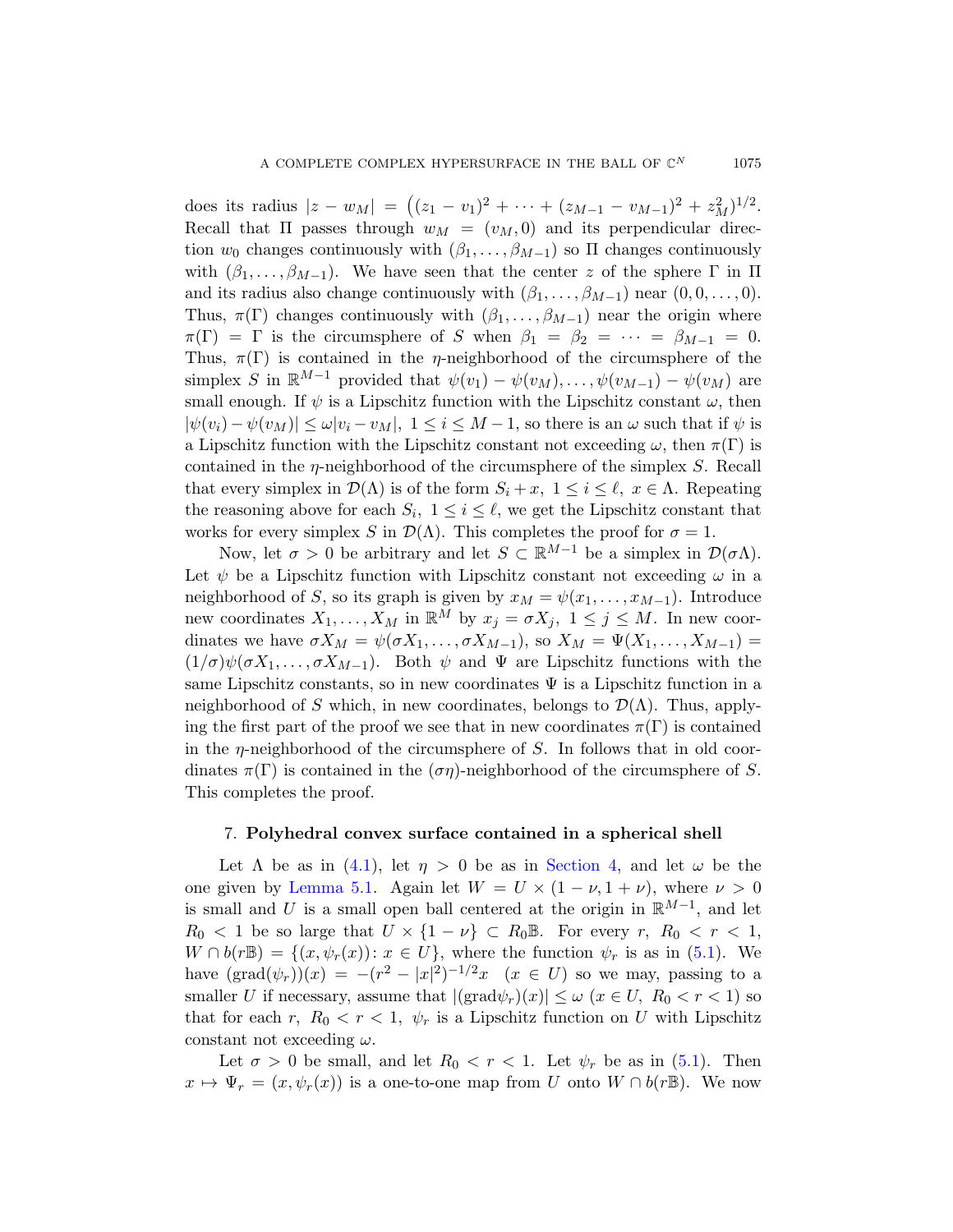does its radius $|z - w_M| = \big((z_1 - v_1)^2 + \cdots + (z_{M-1} - v_{M-1})^2 + z_M^2\big)^{1/2}$. Recall that $\Pi$ passes through $w_M = (v_M, 0)$ and its perpendicular direction $w_0$ changes continuously with $(\beta_1, \ldots, \beta_{M-1})$ so $\Pi$ changes continuously with $(\beta_1, \ldots, \beta_{M-1})$. We have seen that the center $z$ of the sphere $\Gamma$ in $\Pi$ and its radius also change continuously with $(\beta_1, \ldots, \beta_{M-1})$ near $(0, 0, \ldots, 0)$. Thus, $\pi(\Gamma)$ changes continuously with $(\beta_1, \ldots, \beta_{M-1})$ near the origin where $\pi(\Gamma) = \Gamma$ is the circumsphere of $S$ when $\beta_1 = \beta_2 = \cdots = \beta_{M-1} = 0$. Thus, $\pi(\Gamma)$ is contained in the $\eta$-neighborhood of the circumsphere of the simplex $S$ in $\mathbb{R}^{M-1}$ provided that $\psi(v_1) - \psi(v_M), \ldots, \psi(v_{M-1}) - \psi(v_M)$ are small enough. If $\psi$ is a Lipschitz function with the Lipschitz constant $\omega$, then $|\psi(v_i) - \psi(v_M)| \leq \omega |v_i - v_M|$, $1 \leq i \leq M-1$, so there is an $\omega$ such that if $\psi$ is a Lipschitz function with the Lipschitz constant not exceeding $\omega$, then $\pi(\Gamma)$ is contained in the $\eta$-neighborhood of the circumsphere of the simplex $S$. Recall that every simplex in $\mathcal{D}(\Lambda)$ is of the form $S_i + x$, $1 \leq i \leq \ell$, $x \in \Lambda$. Repeating the reasoning above for each $S_i$, $1 \leq i \leq \ell$, we get the Lipschitz constant that works for every simplex $S$ in $\mathcal{D}(\Lambda)$. This completes the proof for $\sigma = 1$.

Now, let $\sigma > 0$ be arbitrary and let $S \subset \mathbb{R}^{M-1}$ be a simplex in $\mathcal{D}(\sigma\Lambda)$. Let $\psi$ be a Lipschitz function with Lipschitz constant not exceeding $\omega$ in a neighborhood of $S$, so its graph is given by $x_M = \psi(x_1, \ldots, x_{M-1})$. Introduce new coordinates $X_1, \ldots, X_M$ in $\mathbb{R}^M$ by $x_j = \sigma X_j$, $1 \leq j \leq M$. In new coordinates we have $\sigma X_M = \psi(\sigma X_1, \ldots, \sigma X_{M-1})$, so $X_M = \Psi(X_1, \ldots, X_{M-1}) = (1/\sigma)\psi(\sigma X_1, \ldots, \sigma X_{M-1})$. Both $\psi$ and $\Psi$ are Lipschitz functions with the same Lipschitz constants, so in new coordinates $\Psi$ is a Lipschitz function in a neighborhood of $S$ which, in new coordinates, belongs to $\mathcal{D}(\Lambda)$. Thus, applying the first part of the proof we see that in new coordinates $\pi(\Gamma)$ is contained in the $\eta$-neighborhood of the circumsphere of $S$. In follows that in old coordinates $\pi(\Gamma)$ is contained in the $(\sigma\eta)$-neighborhood of the circumsphere of $S$. This completes the proof.

## 7. **Polyhedral convex surface contained in a spherical shell**

Let $\Lambda$ be as in (4.1), let $\eta > 0$ be as in Section 4, and let $\omega$ be the one given by Lemma 5.1. Again let $W = U \times (1 - \nu, 1 + \nu)$, where $\nu > 0$ is small and $U$ is a small open ball centered at the origin in $\mathbb{R}^{M-1}$, and let $R_0 < 1$ be so large that $U \times \{1 - \nu\} \subset R_0\mathbb{B}$. For every $r$, $R_0 < r < 1$, $W \cap b(r\mathbb{B}) = \{(x, \psi_r(x)) \colon x \in U\}$, where the function $\psi_r$ is as in (5.1). We have $(\mathrm{grad}(\psi_r))(x) = -(r^2 - |x|^2)^{-1/2} x \quad (x \in U)$ so we may, passing to a smaller $U$ if necessary, assume that $|(\mathrm{grad}\psi_r)(x)| \leq \omega$ $(x \in U,\ R_0 < r < 1)$ so that for each $r$, $R_0 < r < 1$, $\psi_r$ is a Lipschitz function on $U$ with Lipschitz constant not exceeding $\omega$.

Let $\sigma > 0$ be small, and let $R_0 < r < 1$. Let $\psi_r$ be as in (5.1). Then $x \mapsto \Psi_r = (x, \psi_r(x))$ is a one-to-one map from $U$ onto $W \cap b(r\mathbb{B})$. We now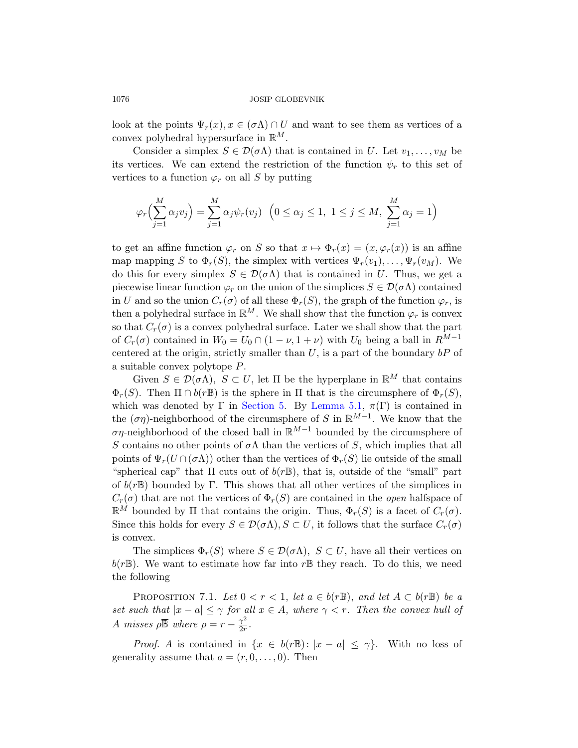look at the points $\Psi_r(x), x \in (\sigma\Lambda) \cap U$ and want to see them as vertices of a convex polyhedral hypersurface in $\mathbb{R}^M$.

Consider a simplex $S \in \mathcal{D}(\sigma\Lambda)$ that is contained in $U$. Let $v_1, \ldots, v_M$ be its vertices. We can extend the restriction of the function $\psi_r$ to this set of vertices to a function $\varphi_r$ on all $S$ by putting

$$\varphi_r\Big(\sum_{j=1}^{M} \alpha_j v_j\Big) = \sum_{j=1}^{M} \alpha_j \psi_r(v_j) \quad \Big(0 \le \alpha_j \le 1,\ 1 \le j \le M,\ \sum_{j=1}^{M} \alpha_j = 1\Big)$$

to get an affine function $\varphi_r$ on $S$ so that $x \mapsto \Phi_r(x) = (x, \varphi_r(x))$ is an affine map mapping $S$ to $\Phi_r(S)$, the simplex with vertices $\Psi_r(v_1), \ldots, \Psi_r(v_M)$. We do this for every simplex $S \in \mathcal{D}(\sigma\Lambda)$ that is contained in $U$. Thus, we get a piecewise linear function $\varphi_r$ on the union of the simplices $S \in \mathcal{D}(\sigma\Lambda)$ contained in $U$ and so the union $C_r(\sigma)$ of all these $\Phi_r(S)$, the graph of the function $\varphi_r$, is then a polyhedral surface in $\mathbb{R}^M$. We shall show that the function $\varphi_r$ is convex so that $C_r(\sigma)$ is a convex polyhedral surface. Later we shall show that the part of $C_r(\sigma)$ contained in $W_0 = U_0 \cap (1-\nu, 1+\nu)$ with $U_0$ being a ball in $R^{M-1}$ centered at the origin, strictly smaller than $U$, is a part of the boundary $bP$ of a suitable convex polytope $P$.

Given $S \in \mathcal{D}(\sigma\Lambda),\ S \subset U$, let $\Pi$ be the hyperplane in $\mathbb{R}^M$ that contains $\Phi_r(S)$. Then $\Pi \cap b(r\mathbb{B})$ is the sphere in $\Pi$ that is the circumsphere of $\Phi_r(S)$, which was denoted by $\Gamma$ in Section 5. By Lemma 5.1, $\pi(\Gamma)$ is contained in the $(\sigma\eta)$-neighborhood of the circumsphere of $S$ in $\mathbb{R}^{M-1}$. We know that the $\sigma\eta$-neighborhood of the closed ball in $\mathbb{R}^{M-1}$ bounded by the circumsphere of $S$ contains no other points of $\sigma\Lambda$ than the vertices of $S$, which implies that all points of $\Psi_r(U \cap (\sigma\Lambda))$ other than the vertices of $\Phi_r(S)$ lie outside of the small "spherical cap" that $\Pi$ cuts out of $b(r\mathbb{B})$, that is, outside of the "small" part of $b(r\mathbb{B})$ bounded by $\Gamma$. This shows that all other vertices of the simplices in $C_r(\sigma)$ that are not the vertices of $\Phi_r(S)$ are contained in the *open* halfspace of $\mathbb{R}^M$ bounded by $\Pi$ that contains the origin. Thus, $\Phi_r(S)$ is a facet of $C_r(\sigma)$. Since this holds for every $S \in \mathcal{D}(\sigma\Lambda), S \subset U$, it follows that the surface $C_r(\sigma)$ is convex.

The simplices $\Phi_r(S)$ where $S \in \mathcal{D}(\sigma\Lambda),\ S \subset U$, have all their vertices on $b(r\mathbb{B})$. We want to estimate how far into $r\mathbb{B}$ they reach. To do this, we need the following

PROPOSITION 7.1. *Let $0 < r < 1$, let $a \in b(r\mathbb{B})$, and let $A \subset b(r\mathbb{B})$ be a set such that $|x - a| \le \gamma$ for all $x \in A$, where $\gamma < r$. Then the convex hull of $A$ misses $\rho\overline{\mathbb{B}}$ where $\rho = r - \frac{\gamma^2}{2r}$.*

*Proof.* $A$ is contained in $\{x \in b(r\mathbb{B}) \colon |x - a| \le \gamma\}$. With no loss of generality assume that $a = (r, 0, \ldots, 0)$. Then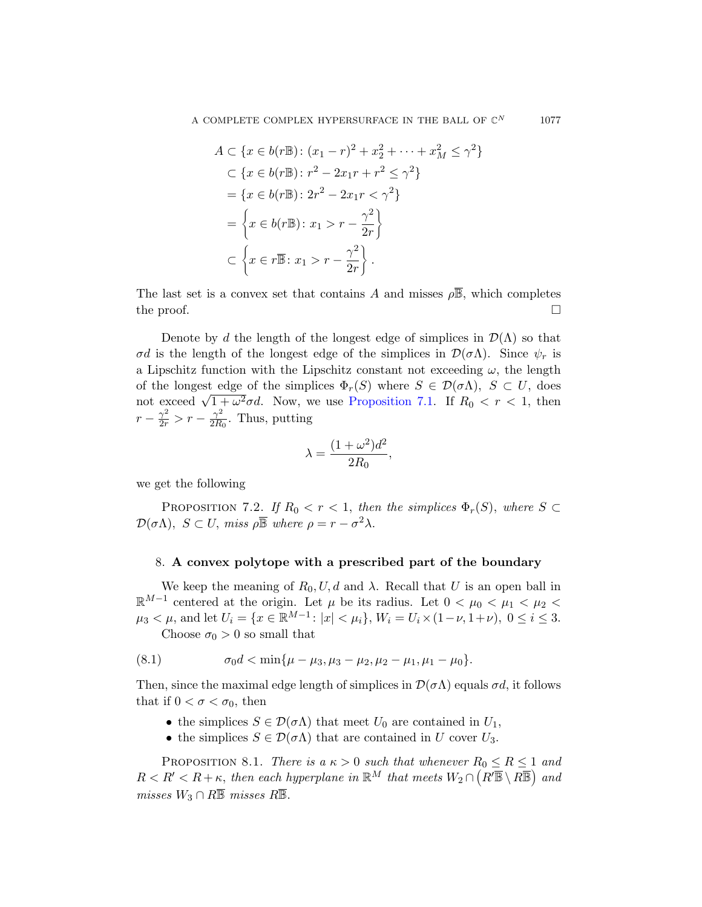$$
\begin{aligned}
A &\subset \{x \in b(r\mathbb{B})\colon (x_1 - r)^2 + x_2^2 + \cdots + x_M^2 \le \gamma^2\} \\
&\subset \{x \in b(r\mathbb{B})\colon r^2 - 2x_1 r + r^2 \le \gamma^2\} \\
&= \{x \in b(r\mathbb{B})\colon 2r^2 - 2x_1 r < \gamma^2\} \\
&= \left\{x \in b(r\mathbb{B})\colon x_1 > r - \frac{\gamma^2}{2r}\right\} \\
&\subset \left\{x \in r\overline{\mathbb{B}}\colon x_1 > r - \frac{\gamma^2}{2r}\right\}.
\end{aligned}
$$

The last set is a convex set that contains $A$ and misses $\rho\overline{\mathbb{B}}$, which completes the proof. $\square$

Denote by $d$ the length of the longest edge of simplices in $\mathcal{D}(\Lambda)$ so that $\sigma d$ is the length of the longest edge of the simplices in $\mathcal{D}(\sigma\Lambda)$. Since $\psi_r$ is a Lipschitz function with the Lipschitz constant not exceeding $\omega$, the length of the longest edge of the simplices $\Phi_r(S)$ where $S \in \mathcal{D}(\sigma\Lambda)$, $S \subset U$, does not exceed $\sqrt{1+\omega^2}\sigma d$. Now, we use Proposition 7.1. If $R_0 < r < 1$, then $r - \frac{\gamma^2}{2r} > r - \frac{\gamma^2}{2R_0}$. Thus, putting

$$
\lambda = \frac{(1+\omega^2)d^2}{2R_0},
$$

we get the following

Proposition 7.2. *If $R_0 < r < 1$, then the simplices $\Phi_r(S)$, where $S \subset \mathcal{D}(\sigma\Lambda)$, $S \subset U$, miss $\rho\overline{\mathbb{B}}$ where $\rho = r - \sigma^2\lambda$.*

## 8. A convex polytope with a prescribed part of the boundary

We keep the meaning of $R_0, U, d$ and $\lambda$. Recall that $U$ is an open ball in $\mathbb{R}^{M-1}$ centered at the origin. Let $\mu$ be its radius. Let $0 < \mu_0 < \mu_1 < \mu_2 < \mu_3 < \mu$, and let $U_i = \{x \in \mathbb{R}^{M-1}\colon |x| < \mu_i\}$, $W_i = U_i \times (1-\nu, 1+\nu)$, $0 \le i \le 3$.

Choose $\sigma_0 > 0$ so small that

$$
\sigma_0 d < \min\{\mu - \mu_3, \mu_3 - \mu_2, \mu_2 - \mu_1, \mu_1 - \mu_0\}. \tag{8.1}
$$

Then, since the maximal edge length of simplices in $\mathcal{D}(\sigma\Lambda)$ equals $\sigma d$, it follows that if $0 < \sigma < \sigma_0$, then

- the simplices $S \in \mathcal{D}(\sigma\Lambda)$ that meet $U_0$ are contained in $U_1$,
- the simplices $S \in \mathcal{D}(\sigma\Lambda)$ that are contained in $U$ cover $U_3$.

Proposition 8.1. *There is a $\kappa > 0$ such that whenever $R_0 \le R \le 1$ and $R < R' < R + \kappa$, then each hyperplane in $\mathbb{R}^M$ that meets $W_2 \cap \left(R'\overline{\mathbb{B}} \setminus R\overline{\mathbb{B}}\right)$ and misses $W_3 \cap R\overline{\mathbb{B}}$ misses $R\overline{\mathbb{B}}$.*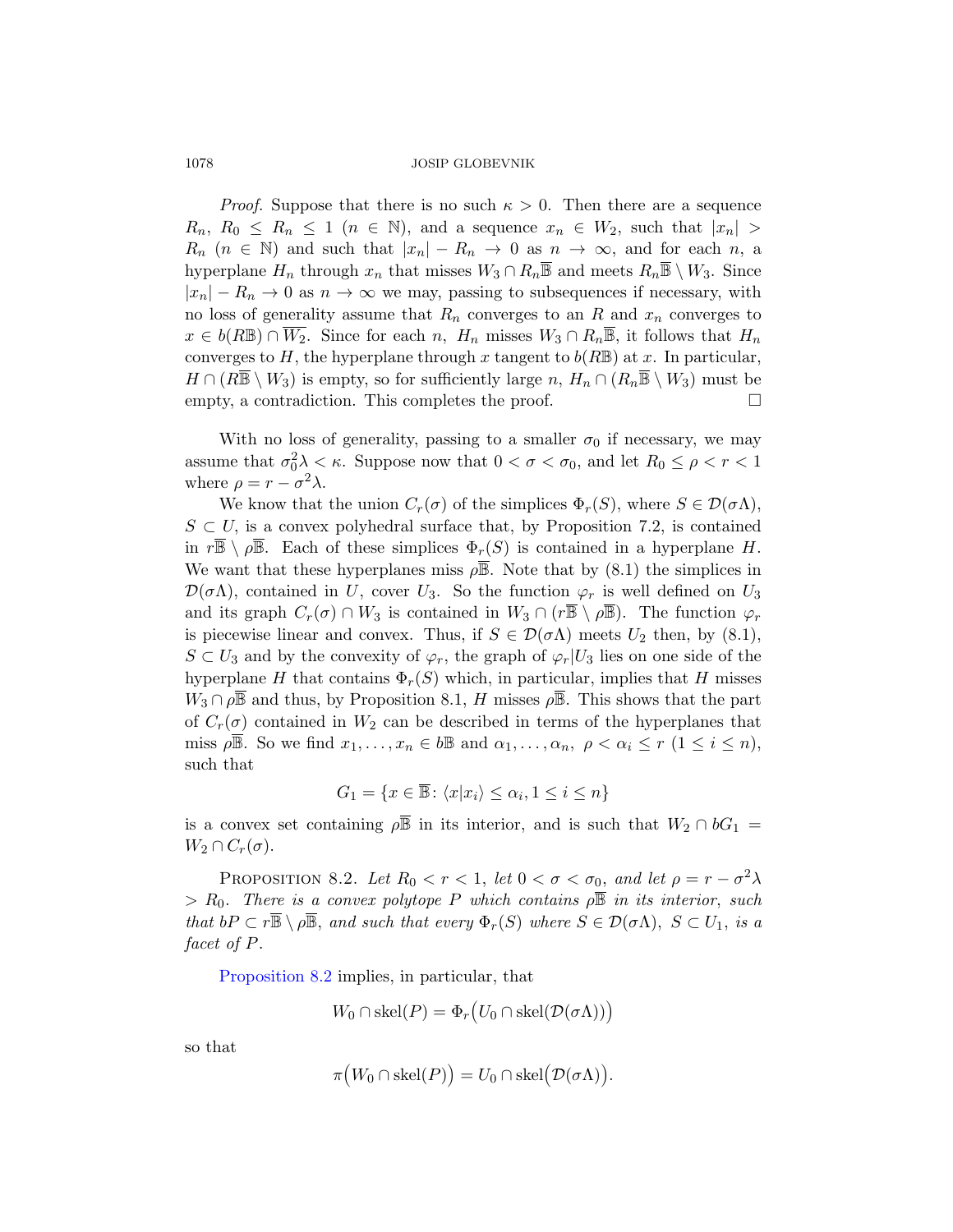*Proof.* Suppose that there is no such $\kappa > 0$. Then there are a sequence $R_n$, $R_0 \leq R_n \leq 1$ ($n \in \mathbb{N}$), and a sequence $x_n \in W_2$, such that $|x_n| > R_n$ ($n \in \mathbb{N}$) and such that $|x_n| - R_n \to 0$ as $n \to \infty$, and for each $n$, a hyperplane $H_n$ through $x_n$ that misses $W_3 \cap R_n\overline{\mathbb{B}}$ and meets $R_n\overline{\mathbb{B}} \setminus W_3$. Since $|x_n| - R_n \to 0$ as $n \to \infty$ we may, passing to subsequences if necessary, with no loss of generality assume that $R_n$ converges to an $R$ and $x_n$ converges to $x \in b(R\mathbb{B}) \cap \overline{W_2}$. Since for each $n$, $H_n$ misses $W_3 \cap R_n\overline{\mathbb{B}}$, it follows that $H_n$ converges to $H$, the hyperplane through $x$ tangent to $b(R\mathbb{B})$ at $x$. In particular, $H \cap (R\overline{\mathbb{B}} \setminus W_3)$ is empty, so for sufficiently large $n$, $H_n \cap (R_n\overline{\mathbb{B}} \setminus W_3)$ must be empty, a contradiction. This completes the proof. $\square$

With no loss of generality, passing to a smaller $\sigma_0$ if necessary, we may assume that $\sigma_0^2\lambda < \kappa$. Suppose now that $0 < \sigma < \sigma_0$, and let $R_0 \leq \rho < r < 1$ where $\rho = r - \sigma^2\lambda$.

We know that the union $C_r(\sigma)$ of the simplices $\Phi_r(S)$, where $S \in \mathcal{D}(\sigma\Lambda)$, $S \subset U$, is a convex polyhedral surface that, by Proposition 7.2, is contained in $r\overline{\mathbb{B}} \setminus \rho\overline{\mathbb{B}}$. Each of these simplices $\Phi_r(S)$ is contained in a hyperplane $H$. We want that these hyperplanes miss $\rho\overline{\mathbb{B}}$. Note that by (8.1) the simplices in $\mathcal{D}(\sigma\Lambda)$, contained in $U$, cover $U_3$. So the function $\varphi_r$ is well defined on $U_3$ and its graph $C_r(\sigma) \cap W_3$ is contained in $W_3 \cap (r\overline{\mathbb{B}} \setminus \rho\overline{\mathbb{B}})$. The function $\varphi_r$ is piecewise linear and convex. Thus, if $S \in \mathcal{D}(\sigma\Lambda)$ meets $U_2$ then, by (8.1), $S \subset U_3$ and by the convexity of $\varphi_r$, the graph of $\varphi_r|U_3$ lies on one side of the hyperplane $H$ that contains $\Phi_r(S)$ which, in particular, implies that $H$ misses $W_3 \cap \rho\overline{\mathbb{B}}$ and thus, by Proposition 8.1, $H$ misses $\rho\overline{\mathbb{B}}$. This shows that the part of $C_r(\sigma)$ contained in $W_2$ can be described in terms of the hyperplanes that miss $\rho\overline{\mathbb{B}}$. So we find $x_1, \ldots, x_n \in b\mathbb{B}$ and $\alpha_1, \ldots, \alpha_n$, $\rho < \alpha_i \leq r$ ($1 \leq i \leq n$), such that

$$G_1 = \{x \in \overline{\mathbb{B}} \colon \langle x|x_i\rangle \leq \alpha_i, 1 \leq i \leq n\}$$

is a convex set containing $\rho\overline{\mathbb{B}}$ in its interior, and is such that $W_2 \cap bG_1 = W_2 \cap C_r(\sigma)$.

Proposition 8.2. *Let $R_0 < r < 1$, let $0 < \sigma < \sigma_0$, and let $\rho = r - \sigma^2\lambda > R_0$. There is a convex polytope $P$ which contains $\rho\overline{\mathbb{B}}$ in its interior, such that $bP \subset r\overline{\mathbb{B}} \setminus \rho\overline{\mathbb{B}}$, and such that every $\Phi_r(S)$ where $S \in \mathcal{D}(\sigma\Lambda)$, $S \subset U_1$, is a facet of $P$.*

Proposition 8.2 implies, in particular, that

$$W_0 \cap \operatorname{skel}(P) = \Phi_r\big(U_0 \cap \operatorname{skel}(\mathcal{D}(\sigma\Lambda))\big)$$

so that

$$\pi\big(W_0 \cap \operatorname{skel}(P)\big) = U_0 \cap \operatorname{skel}\big(\mathcal{D}(\sigma\Lambda)\big).$$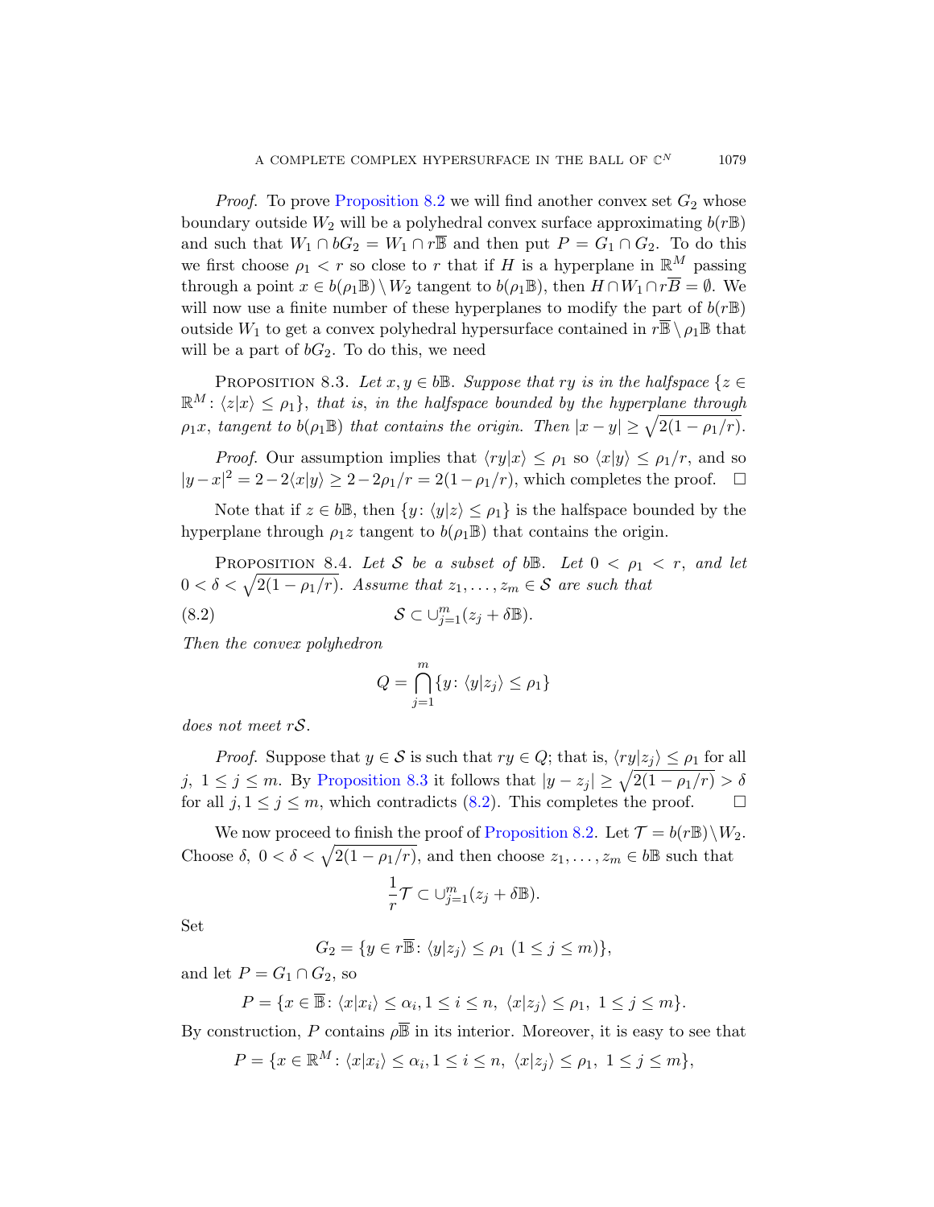*Proof.* To prove Proposition 8.2 we will find another convex set $G_2$ whose boundary outside $W_2$ will be a polyhedral convex surface approximating $b(r\mathbb{B})$ and such that $W_1 \cap bG_2 = W_1 \cap r\overline{\mathbb{B}}$ and then put $P = G_1 \cap G_2$. To do this we first choose $\rho_1 < r$ so close to $r$ that if $H$ is a hyperplane in $\mathbb{R}^M$ passing through a point $x \in b(\rho_1\mathbb{B}) \setminus W_2$ tangent to $b(\rho_1\mathbb{B})$, then $H \cap W_1 \cap r\overline{B} = \emptyset$. We will now use a finite number of these hyperplanes to modify the part of $b(r\mathbb{B})$ outside $W_1$ to get a convex polyhedral hypersurface contained in $r\overline{\mathbb{B}} \setminus \rho_1\mathbb{B}$ that will be a part of $bG_2$. To do this, we need

Proposition 8.3. *Let $x, y \in b\mathbb{B}$. Suppose that $ry$ is in the halfspace $\{z \in \mathbb{R}^M : \langle z|x\rangle \leq \rho_1\}$, that is, in the halfspace bounded by the hyperplane through $\rho_1 x$, tangent to $b(\rho_1\mathbb{B})$ that contains the origin. Then $|x - y| \geq \sqrt{2(1 - \rho_1/r)}$.*

*Proof.* Our assumption implies that $\langle ry|x\rangle \leq \rho_1$ so $\langle x|y\rangle \leq \rho_1/r$, and so $|y - x|^2 = 2 - 2\langle x|y\rangle \geq 2 - 2\rho_1/r = 2(1 - \rho_1/r)$, which completes the proof. $\square$

Note that if $z \in b\mathbb{B}$, then $\{y : \langle y|z\rangle \leq \rho_1\}$ is the halfspace bounded by the hyperplane through $\rho_1 z$ tangent to $b(\rho_1\mathbb{B})$ that contains the origin.

Proposition 8.4. *Let $\mathcal{S}$ be a subset of $b\mathbb{B}$. Let $0 < \rho_1 < r$, and let $0 < \delta < \sqrt{2(1 - \rho_1/r)}$. Assume that $z_1, \ldots, z_m \in \mathcal{S}$ are such that*

$$\mathcal{S} \subset \cup_{j=1}^m (z_j + \delta\mathbb{B}). \tag{8.2}$$

*Then the convex polyhedron*

$$Q = \bigcap_{j=1}^m \{y : \langle y|z_j\rangle \leq \rho_1\}$$

*does not meet $r\mathcal{S}$.*

*Proof.* Suppose that $y \in \mathcal{S}$ is such that $ry \in Q$; that is, $\langle ry|z_j\rangle \leq \rho_1$ for all $j$, $1 \leq j \leq m$. By Proposition 8.3 it follows that $|y - z_j| \geq \sqrt{2(1 - \rho_1/r)} > \delta$ for all $j, 1 \leq j \leq m$, which contradicts (8.2). This completes the proof. $\square$

We now proceed to finish the proof of Proposition 8.2. Let $\mathcal{T} = b(r\mathbb{B})\setminus W_2$. Choose $\delta$, $0 < \delta < \sqrt{2(1 - \rho_1/r)}$, and then choose $z_1, \ldots, z_m \in b\mathbb{B}$ such that

$$\frac{1}{r}\mathcal{T} \subset \cup_{j=1}^m (z_j + \delta\mathbb{B}).$$

Set

$$G_2 = \{y \in r\overline{\mathbb{B}} : \langle y|z_j\rangle \leq \rho_1 \ (1 \leq j \leq m)\},$$

and let $P = G_1 \cap G_2$, so

$$P = \{x \in \overline{\mathbb{B}} : \langle x|x_i\rangle \leq \alpha_i, 1 \leq i \leq n,\ \langle x|z_j\rangle \leq \rho_1,\ 1 \leq j \leq m\}.$$

By construction, $P$ contains $\rho\overline{\mathbb{B}}$ in its interior. Moreover, it is easy to see that

$$P = \{x \in \mathbb{R}^M : \langle x|x_i\rangle \leq \alpha_i, 1 \leq i \leq n,\ \langle x|z_j\rangle \leq \rho_1,\ 1 \leq j \leq m\},$$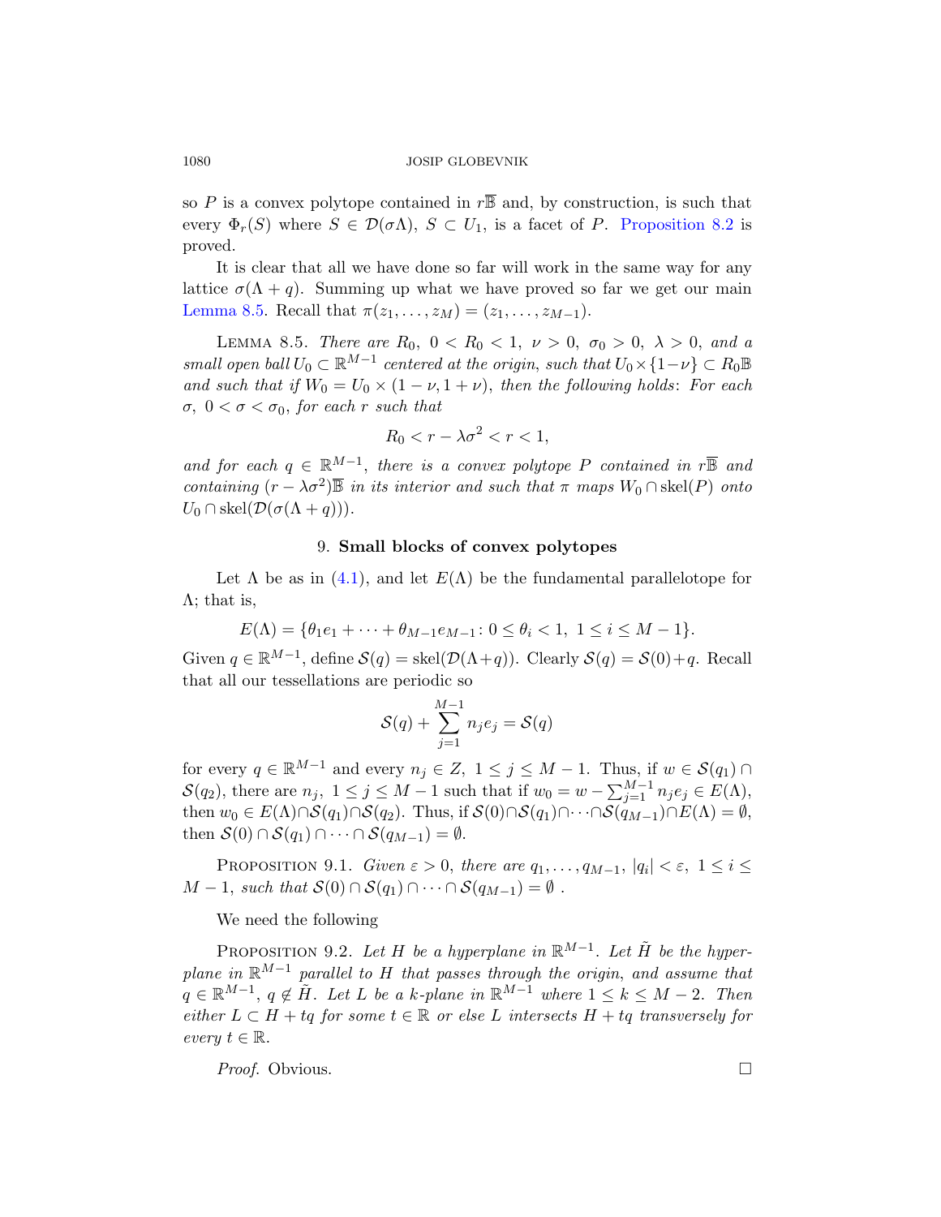so $P$ is a convex polytope contained in $r\overline{\mathbb{B}}$ and, by construction, is such that every $\Phi_r(S)$ where $S \in \mathcal{D}(\sigma\Lambda)$, $S \subset U_1$, is a facet of $P$. Proposition 8.2 is proved.

It is clear that all we have done so far will work in the same way for any lattice $\sigma(\Lambda + q)$. Summing up what we have proved so far we get our main Lemma 8.5. Recall that $\pi(z_1, \ldots, z_M) = (z_1, \ldots, z_{M-1})$.

Lemma 8.5. *There are $R_0$, $0 < R_0 < 1$, $\nu > 0$, $\sigma_0 > 0$, $\lambda > 0$, and a small open ball $U_0 \subset \mathbb{R}^{M-1}$ centered at the origin, such that $U_0 \times \{1-\nu\} \subset R_0\mathbb{B}$ and such that if $W_0 = U_0 \times (1-\nu, 1+\nu)$, then the following holds: For each $\sigma$, $0 < \sigma < \sigma_0$, for each $r$ such that*

$$R_0 < r - \lambda\sigma^2 < r < 1,$$

*and for each $q \in \mathbb{R}^{M-1}$, there is a convex polytope $P$ contained in $r\overline{\mathbb{B}}$ and containing $(r - \lambda\sigma^2)\overline{\mathbb{B}}$ in its interior and such that $\pi$ maps $W_0 \cap \operatorname{skel}(P)$ onto $U_0 \cap \operatorname{skel}(\mathcal{D}(\sigma(\Lambda + q)))$.*

## 9. Small blocks of convex polytopes

Let $\Lambda$ be as in (4.1), and let $E(\Lambda)$ be the fundamental parallelotope for $\Lambda$; that is,

$$E(\Lambda) = \{\theta_1 e_1 + \cdots + \theta_{M-1}e_{M-1} \colon 0 \le \theta_i < 1,\ 1 \le i \le M-1\}.$$

Given $q \in \mathbb{R}^{M-1}$, define $\mathcal{S}(q) = \operatorname{skel}(\mathcal{D}(\Lambda + q))$. Clearly $\mathcal{S}(q) = \mathcal{S}(0) + q$. Recall that all our tessellations are periodic so

$$\mathcal{S}(q) + \sum_{j=1}^{M-1} n_j e_j = \mathcal{S}(q)$$

for every $q \in \mathbb{R}^{M-1}$ and every $n_j \in Z$, $1 \le j \le M-1$. Thus, if $w \in \mathcal{S}(q_1) \cap \mathcal{S}(q_2)$, there are $n_j$, $1 \le j \le M-1$ such that if $w_0 = w - \sum_{j=1}^{M-1} n_j e_j \in E(\Lambda)$, then $w_0 \in E(\Lambda) \cap \mathcal{S}(q_1) \cap \mathcal{S}(q_2)$. Thus, if $\mathcal{S}(0) \cap \mathcal{S}(q_1) \cap \cdots \cap \mathcal{S}(q_{M-1}) \cap E(\Lambda) = \emptyset$, then $\mathcal{S}(0) \cap \mathcal{S}(q_1) \cap \cdots \cap \mathcal{S}(q_{M-1}) = \emptyset$.

Proposition 9.1. *Given $\varepsilon > 0$, there are $q_1, \ldots, q_{M-1}$, $|q_i| < \varepsilon$, $1 \le i \le M-1$, such that $\mathcal{S}(0) \cap \mathcal{S}(q_1) \cap \cdots \cap \mathcal{S}(q_{M-1}) = \emptyset$ .*

We need the following

Proposition 9.2. *Let $H$ be a hyperplane in $\mathbb{R}^{M-1}$. Let $\tilde{H}$ be the hyperplane in $\mathbb{R}^{M-1}$ parallel to $H$ that passes through the origin, and assume that $q \in \mathbb{R}^{M-1}$, $q \notin \tilde{H}$. Let $L$ be a $k$-plane in $\mathbb{R}^{M-1}$ where $1 \le k \le M-2$. Then either $L \subset H + tq$ for some $t \in \mathbb{R}$ or else $L$ intersects $H + tq$ transversely for every $t \in \mathbb{R}$.*

*Proof.* Obvious. $\square$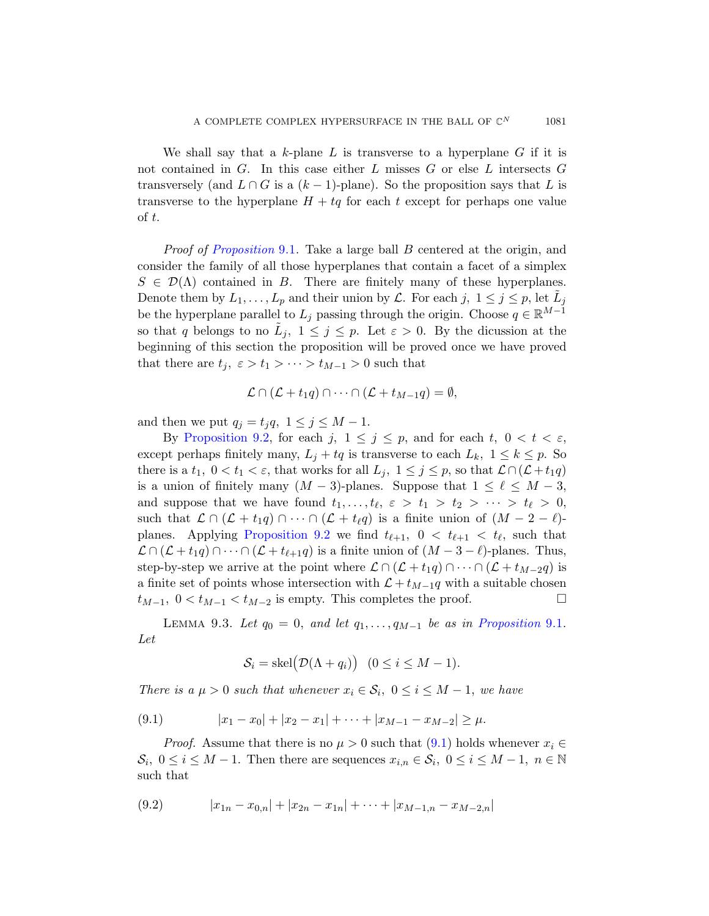We shall say that a $k$-plane $L$ is transverse to a hyperplane $G$ if it is not contained in $G$. In this case either $L$ misses $G$ or else $L$ intersects $G$ transversely (and $L \cap G$ is a $(k-1)$-plane). So the proposition says that $L$ is transverse to the hyperplane $H + tq$ for each $t$ except for perhaps one value of $t$.

*Proof of Proposition 9.1.* Take a large ball $B$ centered at the origin, and consider the family of all those hyperplanes that contain a facet of a simplex $S \in \mathcal{D}(\Lambda)$ contained in $B$. There are finitely many of these hyperplanes. Denote them by $L_1, \ldots, L_p$ and their union by $\mathcal{L}$. For each $j$, $1 \leq j \leq p$, let $\tilde{L}_j$ be the hyperplane parallel to $L_j$ passing through the origin. Choose $q \in \mathbb{R}^{M-1}$ so that $q$ belongs to no $\tilde{L}_j$, $1 \leq j \leq p$. Let $\varepsilon > 0$. By the dicussion at the beginning of this section the proposition will be proved once we have proved that there are $t_j$, $\varepsilon > t_1 > \cdots > t_{M-1} > 0$ such that

$$\mathcal{L} \cap (\mathcal{L} + t_1 q) \cap \cdots \cap (\mathcal{L} + t_{M-1} q) = \emptyset,$$

and then we put $q_j = t_j q$, $1 \leq j \leq M-1$.

By Proposition 9.2, for each $j$, $1 \leq j \leq p$, and for each $t$, $0 < t < \varepsilon$, except perhaps finitely many, $L_j + tq$ is transverse to each $L_k$, $1 \leq k \leq p$. So there is a $t_1$, $0 < t_1 < \varepsilon$, that works for all $L_j$, $1 \leq j \leq p$, so that $\mathcal{L} \cap (\mathcal{L} + t_1 q)$ is a union of finitely many $(M-3)$-planes. Suppose that $1 \leq \ell \leq M-3$, and suppose that we have found $t_1, \ldots, t_\ell$, $\varepsilon > t_1 > t_2 > \cdots > t_\ell > 0$, such that $\mathcal{L} \cap (\mathcal{L} + t_1 q) \cap \cdots \cap (\mathcal{L} + t_\ell q)$ is a finite union of $(M-2-\ell)$-planes. Applying Proposition 9.2 we find $t_{\ell+1}$, $0 < t_{\ell+1} < t_\ell$, such that $\mathcal{L} \cap (\mathcal{L} + t_1 q) \cap \cdots \cap (\mathcal{L} + t_{\ell+1} q)$ is a finite union of $(M-3-\ell)$-planes. Thus, step-by-step we arrive at the point where $\mathcal{L} \cap (\mathcal{L} + t_1 q) \cap \cdots \cap (\mathcal{L} + t_{M-2} q)$ is a finite set of points whose intersection with $\mathcal{L} + t_{M-1} q$ with a suitable chosen $t_{M-1}$, $0 < t_{M-1} < t_{M-2}$ is empty. This completes the proof. $\square$

Lemma 9.3. *Let $q_0 = 0$, and let $q_1, \ldots, q_{M-1}$ be as in Proposition 9.1. Let*

$$\mathcal{S}_i = \operatorname{skel}\bigl(\mathcal{D}(\Lambda + q_i)\bigr) \quad (0 \leq i \leq M-1).$$

*There is a $\mu > 0$ such that whenever $x_i \in \mathcal{S}_i$, $0 \leq i \leq M-1$, we have*

$$|x_1 - x_0| + |x_2 - x_1| + \cdots + |x_{M-1} - x_{M-2}| \geq \mu. \tag{9.1}$$

*Proof.* Assume that there is no $\mu > 0$ such that (9.1) holds whenever $x_i \in \mathcal{S}_i$, $0 \leq i \leq M-1$. Then there are sequences $x_{i,n} \in \mathcal{S}_i$, $0 \leq i \leq M-1$, $n \in \mathbb{N}$ such that

$$|x_{1n} - x_{0,n}| + |x_{2n} - x_{1n}| + \cdots + |x_{M-1,n} - x_{M-2,n}| \tag{9.2}$$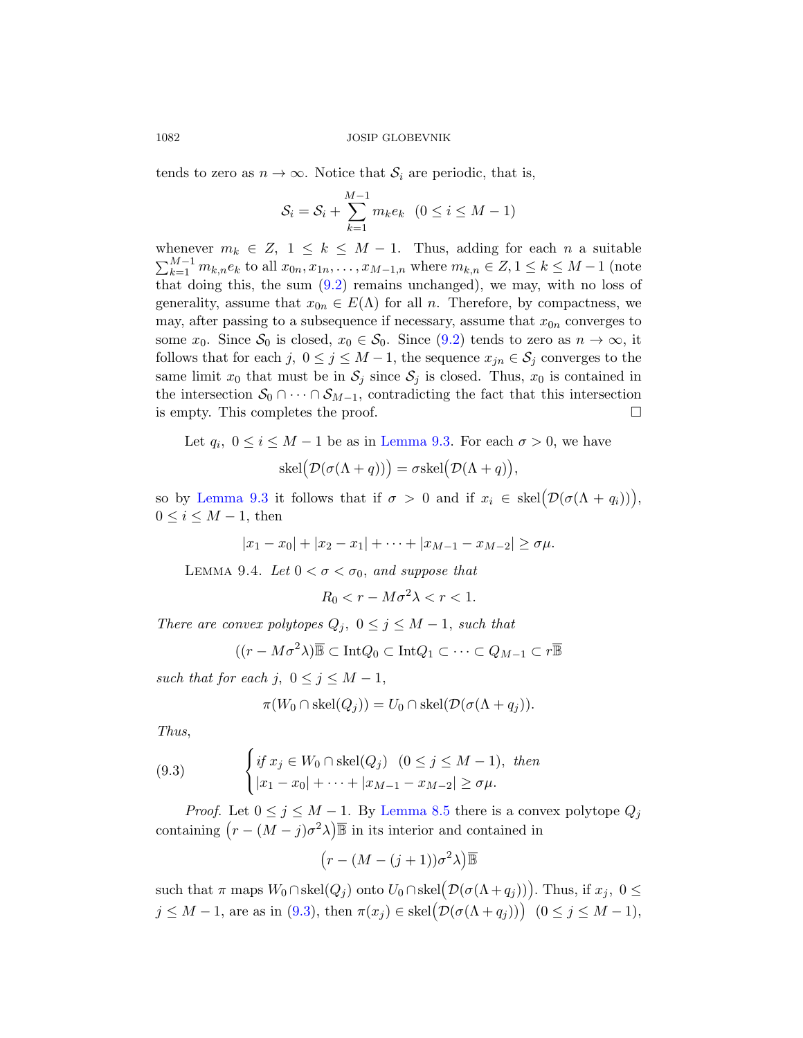tends to zero as $n \to \infty$. Notice that $\mathcal{S}_i$ are periodic, that is,

$$\mathcal{S}_i = \mathcal{S}_i + \sum_{k=1}^{M-1} m_k e_k \quad (0 \le i \le M-1)$$

whenever $m_k \in Z,\ 1 \le k \le M-1$. Thus, adding for each $n$ a suitable $\sum_{k=1}^{M-1} m_{k,n} e_k$ to all $x_{0n}, x_{1n}, \ldots, x_{M-1,n}$ where $m_{k,n} \in Z, 1 \le k \le M-1$ (note that doing this, the sum (9.2) remains unchanged), we may, with no loss of generality, assume that $x_{0n} \in E(\Lambda)$ for all $n$. Therefore, by compactness, we may, after passing to a subsequence if necessary, assume that $x_{0n}$ converges to some $x_0$. Since $\mathcal{S}_0$ is closed, $x_0 \in \mathcal{S}_0$. Since (9.2) tends to zero as $n \to \infty$, it follows that for each $j,\ 0 \le j \le M-1$, the sequence $x_{jn} \in \mathcal{S}_j$ converges to the same limit $x_0$ that must be in $\mathcal{S}_j$ since $\mathcal{S}_j$ is closed. Thus, $x_0$ is contained in the intersection $\mathcal{S}_0 \cap \cdots \cap \mathcal{S}_{M-1}$, contradicting the fact that this intersection is empty. This completes the proof. □

Let $q_i,\ 0 \le i \le M-1$ be as in Lemma 9.3. For each $\sigma > 0$, we have

$$\mathrm{skel}\big(\mathcal{D}(\sigma(\Lambda + q))\big) = \sigma \mathrm{skel}\big(\mathcal{D}(\Lambda + q)\big),$$

so by Lemma 9.3 it follows that if $\sigma > 0$ and if $x_i \in \mathrm{skel}\big(\mathcal{D}(\sigma(\Lambda + q_i))\big)$, $0 \le i \le M-1$, then

$$|x_1 - x_0| + |x_2 - x_1| + \cdots + |x_{M-1} - x_{M-2}| \ge \sigma\mu.$$

Lemma 9.4. *Let $0 < \sigma < \sigma_0$, and suppose that*

$$R_0 < r - M\sigma^2\lambda < r < 1.$$

*There are convex polytopes $Q_j,\ 0 \le j \le M-1$, such that*

$$((r - M\sigma^2\lambda)\overline{\mathbb{B}} \subset \mathrm{Int}Q_0 \subset \mathrm{Int}Q_1 \subset \cdots \subset Q_{M-1} \subset r\overline{\mathbb{B}}$$

*such that for each $j,\ 0 \le j \le M-1$,*

$$\pi(W_0 \cap \mathrm{skel}(Q_j)) = U_0 \cap \mathrm{skel}(\mathcal{D}(\sigma(\Lambda + q_j)).$$

*Thus,*

$$\begin{cases} \text{if } x_j \in W_0 \cap \mathrm{skel}(Q_j) \quad (0 \le j \le M-1), \text{ then} \\ |x_1 - x_0| + \cdots + |x_{M-1} - x_{M-2}| \ge \sigma\mu. \end{cases} \tag{9.3}$$

*Proof.* Let $0 \le j \le M-1$. By Lemma 8.5 there is a convex polytope $Q_j$ containing $\big(r - (M-j)\sigma^2\lambda\big)\overline{\mathbb{B}}$ in its interior and contained in

$$\big(r - (M-(j+1))\sigma^2\lambda\big)\overline{\mathbb{B}}$$

such that $\pi$ maps $W_0 \cap \mathrm{skel}(Q_j)$ onto $U_0 \cap \mathrm{skel}\big(\mathcal{D}(\sigma(\Lambda + q_j))\big)$. Thus, if $x_j,\ 0 \le j \le M-1$, are as in (9.3), then $\pi(x_j) \in \mathrm{skel}\big(\mathcal{D}(\sigma(\Lambda + q_j))\big)\ \ (0 \le j \le M-1)$,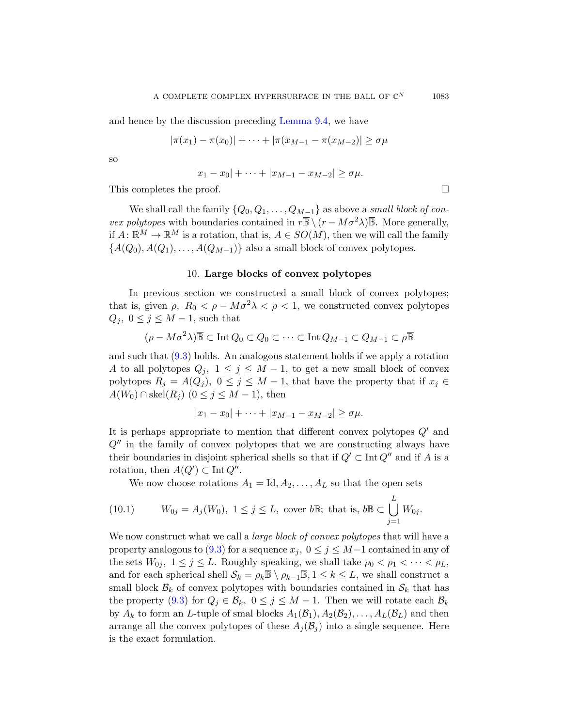and hence by the discussion preceding Lemma 9.4, we have

$$|\pi(x_1) - \pi(x_0)| + \cdots + |\pi(x_{M-1} - \pi(x_{M-2})| \geq \sigma\mu$$

so

$$|x_1 - x_0| + \cdots + |x_{M-1} - x_{M-2}| \geq \sigma\mu.$$

This completes the proof. $\square$

We shall call the family $\{Q_0, Q_1, \ldots, Q_{M-1}\}$ as above a *small block of convex polytopes* with boundaries contained in $r\overline{\mathbb{B}} \setminus (r - M\sigma^2\lambda)\overline{\mathbb{B}}$. More generally, if $A\colon \mathbb{R}^M \to \mathbb{R}^M$ is a rotation, that is, $A \in SO(M)$, then we will call the family $\{A(Q_0), A(Q_1), \ldots, A(Q_{M-1})\}$ also a small block of convex polytopes.

## 10. Large blocks of convex polytopes

In previous section we constructed a small block of convex polytopes; that is, given $\rho$, $R_0 < \rho - M\sigma^2\lambda < \rho < 1$, we constructed convex polytopes $Q_j$, $0 \leq j \leq M-1$, such that

$$(\rho - M\sigma^2\lambda)\overline{\mathbb{B}} \subset \operatorname{Int} Q_0 \subset Q_0 \subset \cdots \subset \operatorname{Int} Q_{M-1} \subset Q_{M-1} \subset \rho\overline{\mathbb{B}}$$

and such that (9.3) holds. An analogous statement holds if we apply a rotation $A$ to all polytopes $Q_j$, $1 \leq j \leq M-1$, to get a new small block of convex polytopes $R_j = A(Q_j)$, $0 \leq j \leq M-1$, that have the property that if $x_j \in A(W_0) \cap \operatorname{skel}(R_j)$ $(0 \leq j \leq M-1)$, then

$$|x_1 - x_0| + \cdots + |x_{M-1} - x_{M-2}| \geq \sigma\mu.$$

It is perhaps appropriate to mention that different convex polytopes $Q'$ and $Q''$ in the family of convex polytopes that we are constructing always have their boundaries in disjoint spherical shells so that if $Q' \subset \operatorname{Int} Q''$ and if $A$ is a rotation, then $A(Q') \subset \operatorname{Int} Q''$.

We now choose rotations $A_1 = \mathrm{Id}, A_2, \ldots, A_L$ so that the open sets

$$W_{0j} = A_j(W_0),\ 1 \leq j \leq L, \text{ cover } b\mathbb{B}; \text{ that is, } b\mathbb{B} \subset \bigcup_{j=1}^{L} W_{0j}. \tag{10.1}$$

We now construct what we call a *large block of convex polytopes* that will have a property analogous to (9.3) for a sequence $x_j$, $0 \leq j \leq M-1$ contained in any of the sets $W_{0j}$, $1 \leq j \leq L$. Roughly speaking, we shall take $\rho_0 < \rho_1 < \cdots < \rho_L$, and for each spherical shell $\mathcal{S}_k = \rho_k\overline{\mathbb{B}} \setminus \rho_{k-1}\overline{\mathbb{B}}, 1 \leq k \leq L$, we shall construct a small block $\mathcal{B}_k$ of convex polytopes with boundaries contained in $\mathcal{S}_k$ that has the property (9.3) for $Q_j \in \mathcal{B}_k$, $0 \leq j \leq M-1$. Then we will rotate each $\mathcal{B}_k$ by $A_k$ to form an $L$-tuple of smal blocks $A_1(\mathcal{B}_1), A_2(\mathcal{B}_2), \ldots, A_L(\mathcal{B}_L)$ and then arrange all the convex polytopes of these $A_j(\mathcal{B}_j)$ into a single sequence. Here is the exact formulation.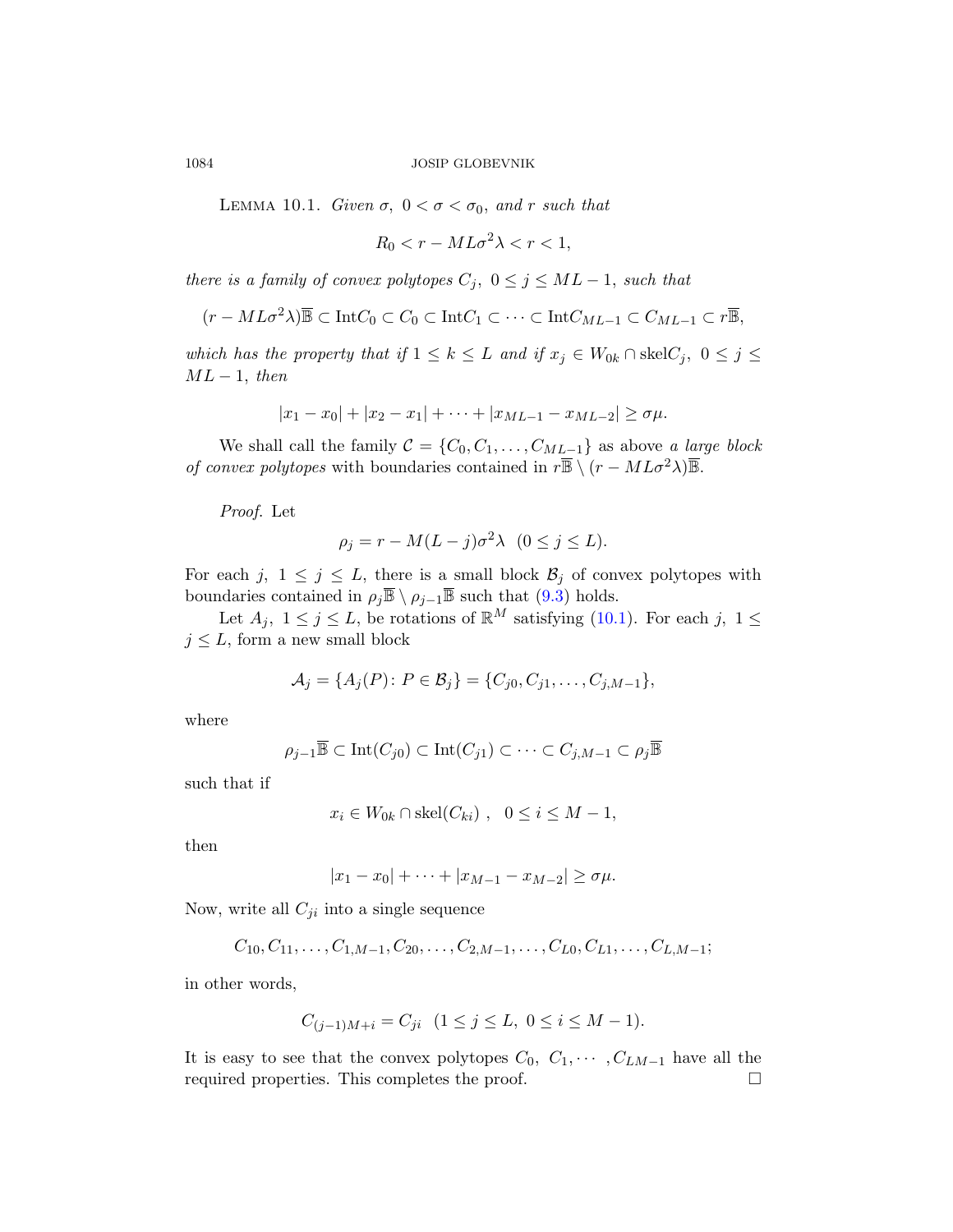LEMMA 10.1. *Given $\sigma,\ 0<\sigma<\sigma_0$, and $r$ such that*

$$R_0 < r - ML\sigma^2\lambda < r < 1,$$

*there is a family of convex polytopes $C_j,\ 0\le j\le ML-1$, such that*

$$(r-ML\sigma^2\lambda)\overline{\mathbb{B}} \subset \mathrm{Int}C_0 \subset C_0 \subset \mathrm{Int}C_1 \subset \cdots \subset \mathrm{Int}C_{ML-1} \subset C_{ML-1} \subset r\overline{\mathbb{B}},$$

*which has the property that if $1\le k\le L$ and if $x_j \in W_{0k}\cap \mathrm{skel}C_j,\ 0\le j\le ML-1$, then*

$$|x_1-x_0| + |x_2-x_1| + \cdots + |x_{ML-1}-x_{ML-2}| \ge \sigma\mu.$$

We shall call the family $\mathcal{C} = \{C_0, C_1, \dots, C_{ML-1}\}$ as above *a large block of convex polytopes* with boundaries contained in $r\overline{\mathbb{B}} \setminus (r-ML\sigma^2\lambda)\overline{\mathbb{B}}$.

*Proof.* Let

$$\rho_j = r - M(L-j)\sigma^2\lambda \ \ (0\le j\le L).$$

For each $j,\ 1\le j\le L$, there is a small block $\mathcal{B}_j$ of convex polytopes with boundaries contained in $\rho_j\overline{\mathbb{B}} \setminus \rho_{j-1}\overline{\mathbb{B}}$ such that (9.3) holds.

Let $A_j,\ 1\le j\le L$, be rotations of $\mathbb{R}^M$ satisfying (10.1). For each $j,\ 1\le j\le L$, form a new small block

$$\mathcal{A}_j = \{A_j(P)\colon P\in \mathcal{B}_j\} = \{C_{j0}, C_{j1}, \dots, C_{j,M-1}\},$$

where

$$\rho_{j-1}\overline{\mathbb{B}} \subset \mathrm{Int}(C_{j0}) \subset \mathrm{Int}(C_{j1}) \subset \cdots \subset C_{j,M-1} \subset \rho_j\overline{\mathbb{B}}$$

such that if

$$x_i \in W_{0k}\cap \mathrm{skel}(C_{ki})\ ,\ \ 0\le i\le M-1,$$

then

$$|x_1-x_0| + \cdots + |x_{M-1}-x_{M-2}| \ge \sigma\mu.$$

Now, write all $C_{ji}$ into a single sequence

$$C_{10}, C_{11}, \dots, C_{1,M-1}, C_{20}, \dots, C_{2,M-1}, \dots, C_{L0}, C_{L1}, \dots, C_{L,M-1};$$

in other words,

$$C_{(j-1)M+i} = C_{ji} \ \ (1\le j\le L,\ 0\le i\le M-1).$$

It is easy to see that the convex polytopes $C_0,\ C_1, \cdots, C_{LM-1}$ have all the required properties. This completes the proof. □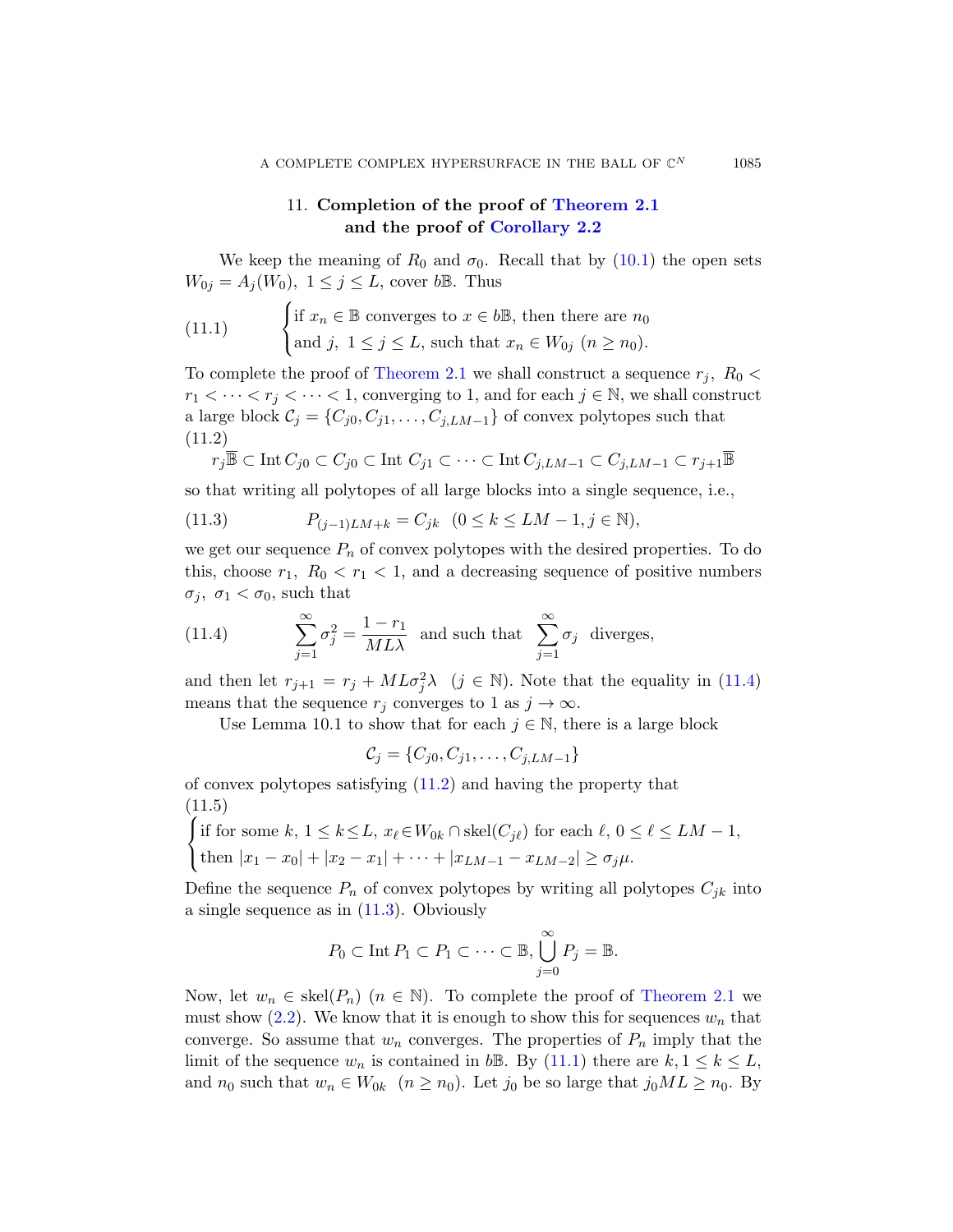## 11. Completion of the proof of Theorem 2.1 and the proof of Corollary 2.2

We keep the meaning of $R_0$ and $\sigma_0$. Recall that by (10.1) the open sets $W_{0j} = A_j(W_0),\ 1 \le j \le L$, cover $b\mathbb{B}$. Thus

$$
(11.1) \qquad \begin{cases} \text{if } x_n \in \mathbb{B} \text{ converges to } x \in b\mathbb{B}, \text{ then there are } n_0 \\ \text{and } j,\ 1 \le j \le L, \text{ such that } x_n \in W_{0j}\ (n \ge n_0). \end{cases}
$$

To complete the proof of Theorem 2.1 we shall construct a sequence $r_j,\ R_0 < r_1 < \cdots < r_j < \cdots < 1$, converging to 1, and for each $j \in \mathbb{N}$, we shall construct a large block $\mathcal{C}_j = \{C_{j0}, C_{j1}, \ldots, C_{j,LM-1}\}$ of convex polytopes such that

(11.2)
$$
r_j\overline{\mathbb{B}} \subset \operatorname{Int} C_{j0} \subset C_{j0} \subset \operatorname{Int} C_{j1} \subset \cdots \subset \operatorname{Int} C_{j,LM-1} \subset C_{j,LM-1} \subset r_{j+1}\overline{\mathbb{B}}
$$

so that writing all polytopes of all large blocks into a single sequence, i.e.,

$$
(11.3) \qquad P_{(j-1)LM+k} = C_{jk} \quad (0 \le k \le LM-1, j \in \mathbb{N}),
$$

we get our sequence $P_n$ of convex polytopes with the desired properties. To do this, choose $r_1,\ R_0 < r_1 < 1$, and a decreasing sequence of positive numbers $\sigma_j,\ \sigma_1 < \sigma_0$, such that

$$
(11.4) \qquad \sum_{j=1}^{\infty} \sigma_j^2 = \frac{1-r_1}{ML\lambda} \ \text{ and such that } \ \sum_{j=1}^{\infty} \sigma_j \ \text{ diverges,}
$$

and then let $r_{j+1} = r_j + ML\sigma_j^2\lambda\ \ (j \in \mathbb{N})$. Note that the equality in (11.4) means that the sequence $r_j$ converges to 1 as $j \to \infty$.

Use Lemma 10.1 to show that for each $j \in \mathbb{N}$, there is a large block

$$
\mathcal{C}_j = \{C_{j0}, C_{j1}, \ldots, C_{j,LM-1}\}
$$

of convex polytopes satisfying (11.2) and having the property that

(11.5)
$$
\begin{cases} \text{if for some } k,\ 1 \le k \le L,\ x_\ell \in W_{0k} \cap \operatorname{skel}(C_{j\ell}) \text{ for each } \ell,\ 0 \le \ell \le LM-1, \\ \text{then } |x_1 - x_0| + |x_2 - x_1| + \cdots + |x_{LM-1} - x_{LM-2}| \ge \sigma_j\mu. \end{cases}
$$

Define the sequence $P_n$ of convex polytopes by writing all polytopes $C_{jk}$ into a single sequence as in (11.3). Obviously

$$
P_0 \subset \operatorname{Int} P_1 \subset P_1 \subset \cdots \subset \mathbb{B}, \bigcup_{j=0}^{\infty} P_j = \mathbb{B}.
$$

Now, let $w_n \in \operatorname{skel}(P_n)\ (n \in \mathbb{N})$. To complete the proof of Theorem 2.1 we must show (2.2). We know that it is enough to show this for sequences $w_n$ that converge. So assume that $w_n$ converges. The properties of $P_n$ imply that the limit of the sequence $w_n$ is contained in $b\mathbb{B}$. By (11.1) there are $k, 1 \le k \le L$, and $n_0$ such that $w_n \in W_{0k}\ \ (n \ge n_0)$. Let $j_0$ be so large that $j_0ML \ge n_0$. By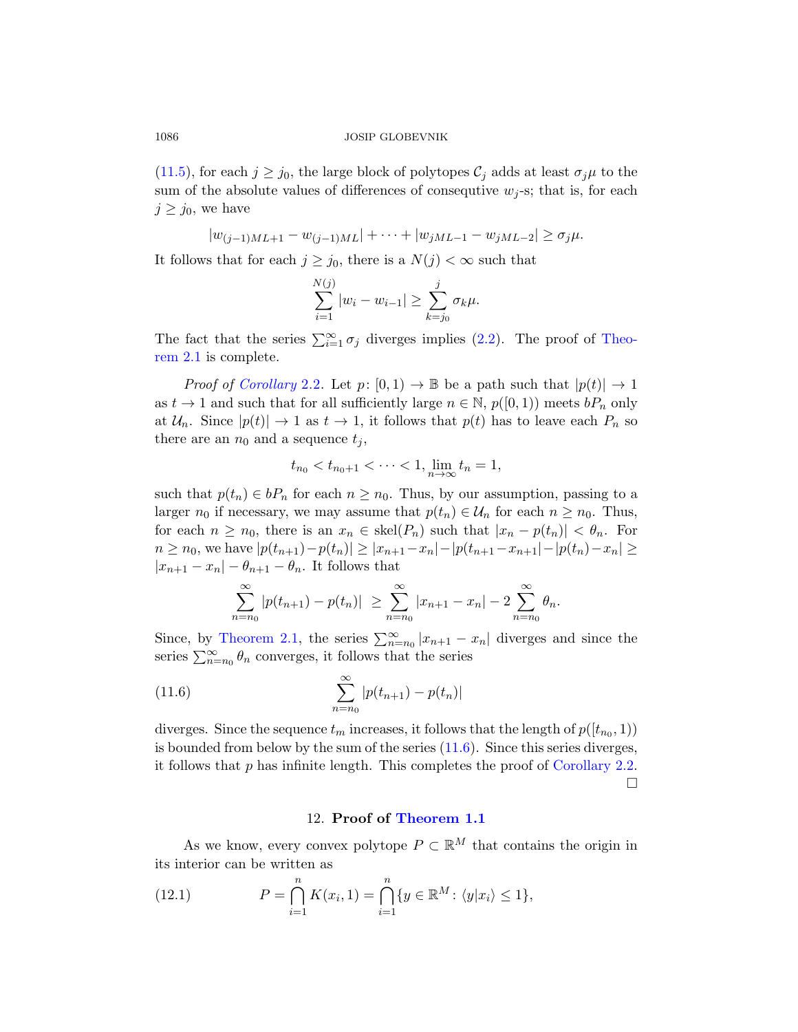(11.5), for each $j \geq j_0$, the large block of polytopes $\mathcal{C}_j$ adds at least $\sigma_j \mu$ to the sum of the absolute values of differences of consequtive $w_j$-s; that is, for each $j \geq j_0$, we have

$$|w_{(j-1)ML+1} - w_{(j-1)ML}| + \cdots + |w_{jML-1} - w_{jML-2}| \geq \sigma_j \mu.$$

It follows that for each $j \geq j_0$, there is a $N(j) < \infty$ such that

$$\sum_{i=1}^{N(j)} |w_i - w_{i-1}| \geq \sum_{k=j_0}^{j} \sigma_k \mu.$$

The fact that the series $\sum_{i=1}^{\infty} \sigma_j$ diverges implies (2.2). The proof of Theorem 2.1 is complete.

*Proof of Corollary* 2.2. Let $p\colon [0,1) \to \mathbb{B}$ be a path such that $|p(t)| \to 1$ as $t \to 1$ and such that for all sufficiently large $n \in \mathbb{N}$, $p([0,1))$ meets $bP_n$ only at $\mathcal{U}_n$. Since $|p(t)| \to 1$ as $t \to 1$, it follows that $p(t)$ has to leave each $P_n$ so there are an $n_0$ and a sequence $t_j$,

$$t_{n_0} < t_{n_0+1} < \cdots < 1, \lim_{n\to\infty} t_n = 1,$$

such that $p(t_n) \in bP_n$ for each $n \geq n_0$. Thus, by our assumption, passing to a larger $n_0$ if necessary, we may assume that $p(t_n) \in \mathcal{U}_n$ for each $n \geq n_0$. Thus, for each $n \geq n_0$, there is an $x_n \in \operatorname{skel}(P_n)$ such that $|x_n - p(t_n)| < \theta_n$. For $n \geq n_0$, we have $|p(t_{n+1}) - p(t_n)| \geq |x_{n+1} - x_n| - |p(t_{n+1} - x_{n+1}| - |p(t_n) - x_n| \geq |x_{n+1} - x_n| - \theta_{n+1} - \theta_n$. It follows that

$$\sum_{n=n_0}^{\infty} |p(t_{n+1}) - p(t_n)| \;\geq \sum_{n=n_0}^{\infty} |x_{n+1} - x_n| - 2\sum_{n=n_0}^{\infty} \theta_n.$$

Since, by Theorem 2.1, the series $\sum_{n=n_0}^{\infty} |x_{n+1} - x_n|$ diverges and since the series $\sum_{n=n_0}^{\infty} \theta_n$ converges, it follows that the series

$$\sum_{n=n_0}^{\infty} |p(t_{n+1}) - p(t_n)| \tag{11.6}$$

diverges. Since the sequence $t_m$ increases, it follows that the length of $p([t_{n_0}, 1))$ is bounded from below by the sum of the series (11.6). Since this series diverges, it follows that $p$ has infinite length. This completes the proof of Corollary 2.2. $\square$

## 12. Proof of Theorem 1.1

As we know, every convex polytope $P \subset \mathbb{R}^M$ that contains the origin in its interior can be written as

$$P = \bigcap_{i=1}^{n} K(x_i, 1) = \bigcap_{i=1}^{n} \{y \in \mathbb{R}^M : \langle y | x_i \rangle \leq 1\}, \tag{12.1}$$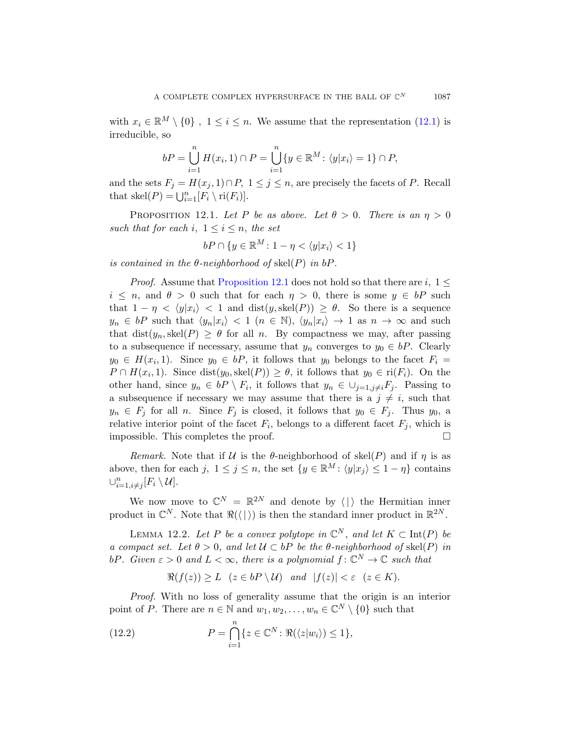with $x_i \in \mathbb{R}^M \setminus \{0\}$ , $1 \leq i \leq n$. We assume that the representation (12.1) is irreducible, so

$$bP = \bigcup_{i=1}^{n} H(x_i, 1) \cap P = \bigcup_{i=1}^{n} \{y \in \mathbb{R}^M : \langle y|x_i\rangle = 1\} \cap P,$$

and the sets $F_j = H(x_j, 1) \cap P$, $1 \leq j \leq n$, are precisely the facets of $P$. Recall that $\mathrm{skel}(P) = \bigcup_{i=1}^{n} [F_i \setminus \mathrm{ri}(F_i)]$.

Proposition 12.1. *Let $P$ be as above. Let $\theta > 0$. There is an $\eta > 0$ such that for each $i$, $1 \leq i \leq n$, the set*

$$bP \cap \{y \in \mathbb{R}^M : 1 - \eta < \langle y|x_i\rangle < 1\}$$

*is contained in the $\theta$-neighborhood of $\mathrm{skel}(P)$ in $bP$.*

*Proof.* Assume that Proposition 12.1 does not hold so that there are $i$, $1 \leq i \leq n$, and $\theta > 0$ such that for each $\eta > 0$, there is some $y \in bP$ such that $1 - \eta < \langle y|x_i\rangle < 1$ and $\mathrm{dist}(y, \mathrm{skel}(P)) \geq \theta$. So there is a sequence $y_n \in bP$ such that $\langle y_n|x_i\rangle < 1$ $(n \in \mathbb{N})$, $\langle y_n|x_i\rangle \to 1$ as $n \to \infty$ and such that $\mathrm{dist}(y_n, \mathrm{skel}(P) \geq \theta$ for all $n$. By compactness we may, after passing to a subsequence if necessary, assume that $y_n$ converges to $y_0 \in bP$. Clearly $y_0 \in H(x_i, 1)$. Since $y_0 \in bP$, it follows that $y_0$ belongs to the facet $F_i = P \cap H(x_i, 1)$. Since $\mathrm{dist}(y_0, \mathrm{skel}(P)) \geq \theta$, it follows that $y_0 \in \mathrm{ri}(F_i)$. On the other hand, since $y_n \in bP \setminus F_i$, it follows that $y_n \in \cup_{j=1, j\neq i}^{n} F_j$. Passing to a subsequence if necessary we may assume that there is a $j \neq i$, such that $y_n \in F_j$ for all $n$. Since $F_j$ is closed, it follows that $y_0 \in F_j$. Thus $y_0$, a relative interior point of the facet $F_i$, belongs to a different facet $F_j$, which is impossible. This completes the proof. $\square$

*Remark.* Note that if $\mathcal{U}$ is the $\theta$-neighborhood of $\mathrm{skel}(P)$ and if $\eta$ is as above, then for each $j$, $1 \leq j \leq n$, the set $\{y \in \mathbb{R}^M : \langle y|x_j\rangle \leq 1 - \eta\}$ contains $\cup_{i=1, i\neq j}^{n} [F_i \setminus \mathcal{U}]$.

We now move to $\mathbb{C}^N = \mathbb{R}^{2N}$ and denote by $\langle\,|\,\rangle$ the Hermitian inner product in $\mathbb{C}^N$. Note that $\Re(\langle\,|\,\rangle)$ is then the standard inner product in $\mathbb{R}^{2N}$.

Lemma 12.2. *Let $P$ be a convex polytope in $\mathbb{C}^N$, and let $K \subset \mathrm{Int}(P)$ be a compact set. Let $\theta > 0$, and let $\mathcal{U} \subset bP$ be the $\theta$-neighborhood of $\mathrm{skel}(P)$ in $bP$. Given $\varepsilon > 0$ and $L < \infty$, there is a polynomial $f \colon \mathbb{C}^N \to \mathbb{C}$ such that*

$$\Re(f(z)) \geq L \quad (z \in bP \setminus \mathcal{U}) \quad \text{and} \quad |f(z)| < \varepsilon \quad (z \in K).$$

*Proof.* With no loss of generality assume that the origin is an interior point of $P$. There are $n \in \mathbb{N}$ and $w_1, w_2, \ldots, w_n \in \mathbb{C}^N \setminus \{0\}$ such that

$$P = \bigcap_{i=1}^{n} \{z \in \mathbb{C}^N : \Re(\langle z|w_i\rangle) \leq 1\}, \tag{12.2}$$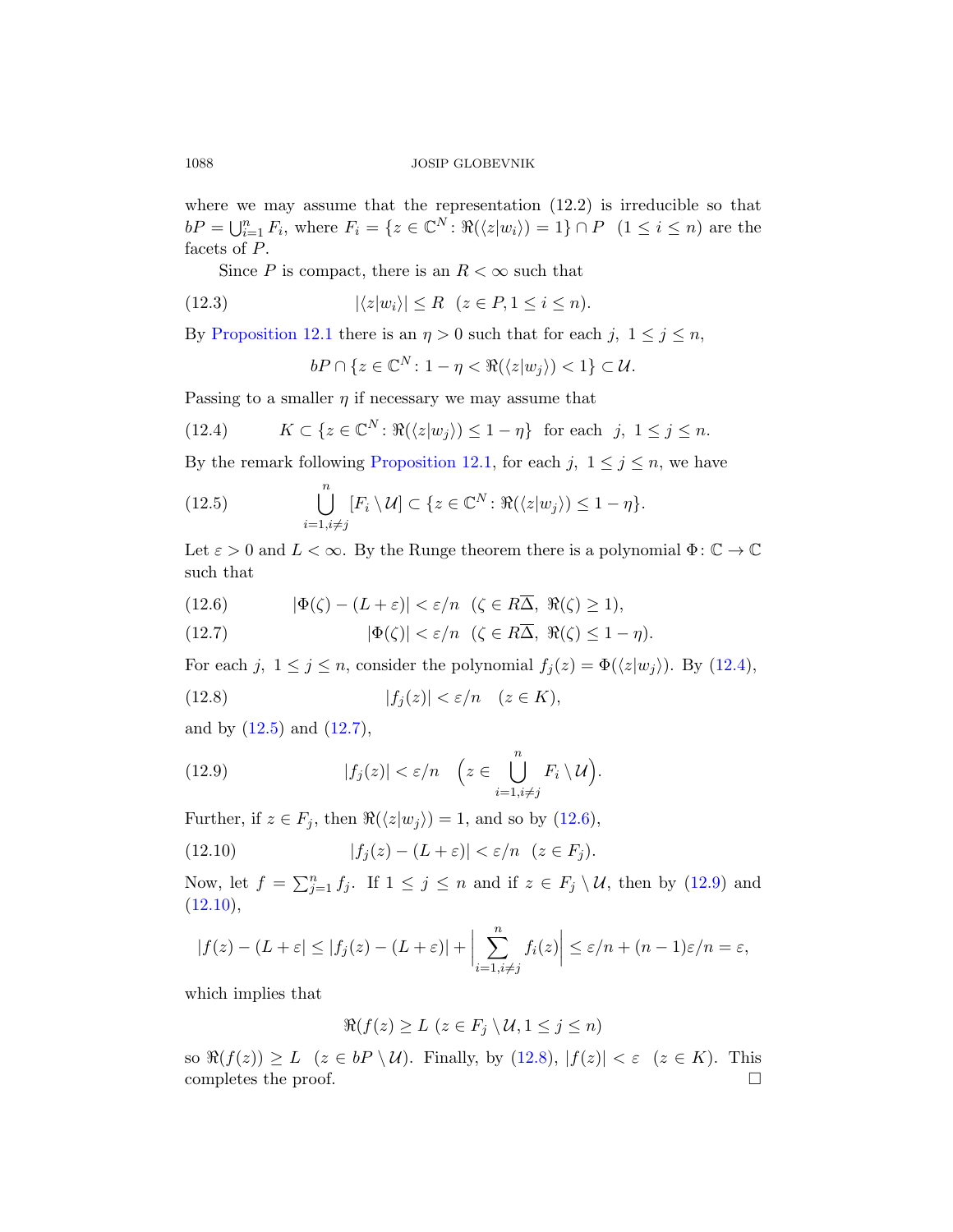where we may assume that the representation (12.2) is irreducible so that $bP = \bigcup_{i=1}^{n} F_i$, where $F_i = \{z \in \mathbb{C}^N : \Re(\langle z|w_i\rangle) = 1\} \cap P \ \ (1 \le i \le n)$ are the facets of $P$.

Since $P$ is compact, there is an $R < \infty$ such that

$$|\langle z|w_i\rangle| \le R \quad (z \in P, 1 \le i \le n). \tag{12.3}$$

By Proposition 12.1 there is an $\eta > 0$ such that for each $j,\ 1 \le j \le n$,

$$bP \cap \{z \in \mathbb{C}^N : 1 - \eta < \Re(\langle z|w_j\rangle) < 1\} \subset \mathcal{U}.$$

Passing to a smaller $\eta$ if necessary we may assume that

$$K \subset \{z \in \mathbb{C}^N : \Re(\langle z|w_j\rangle) \le 1 - \eta\} \ \text{ for each } \ j,\ 1 \le j \le n. \tag{12.4}$$

By the remark following Proposition 12.1, for each $j,\ 1 \le j \le n$, we have

$$\bigcup_{i=1, i \ne j}^{n} [F_i \setminus \mathcal{U}] \subset \{z \in \mathbb{C}^N : \Re(\langle z|w_j\rangle) \le 1 - \eta\}. \tag{12.5}$$

Let $\varepsilon > 0$ and $L < \infty$. By the Runge theorem there is a polynomial $\Phi \colon \mathbb{C} \to \mathbb{C}$ such that

$$|\Phi(\zeta) - (L + \varepsilon)| < \varepsilon/n \quad (\zeta \in R\overline{\Delta},\ \Re(\zeta) \ge 1), \tag{12.6}$$

$$|\Phi(\zeta)| < \varepsilon/n \quad (\zeta \in R\overline{\Delta},\ \Re(\zeta) \le 1 - \eta). \tag{12.7}$$

For each $j,\ 1 \le j \le n$, consider the polynomial $f_j(z) = \Phi(\langle z|w_j\rangle)$. By (12.4),

$$|f_j(z)| < \varepsilon/n \quad (z \in K), \tag{12.8}$$

and by (12.5) and (12.7),

$$|f_j(z)| < \varepsilon/n \quad \Big(z \in \bigcup_{i=1, i \ne j}^{n} F_i \setminus \mathcal{U}\Big). \tag{12.9}$$

Further, if $z \in F_j$, then $\Re(\langle z|w_j\rangle) = 1$, and so by (12.6),

$$|f_j(z) - (L + \varepsilon)| < \varepsilon/n \quad (z \in F_j). \tag{12.10}$$

Now, let $f = \sum_{j=1}^{n} f_j$. If $1 \le j \le n$ and if $z \in F_j \setminus \mathcal{U}$, then by (12.9) and (12.10),

$$|f(z) - (L + \varepsilon| \le |f_j(z) - (L + \varepsilon)| + \Big|\sum_{i=1, i \ne j}^{n} f_i(z)\Big| \le \varepsilon/n + (n-1)\varepsilon/n = \varepsilon,$$

which implies that

$$\Re(f(z) \ge L \ (z \in F_j \setminus \mathcal{U}, 1 \le j \le n)$$

so $\Re(f(z)) \ge L \ \ (z \in bP \setminus \mathcal{U})$. Finally, by (12.8), $|f(z)| < \varepsilon \ \ (z \in K)$. This completes the proof. $\square$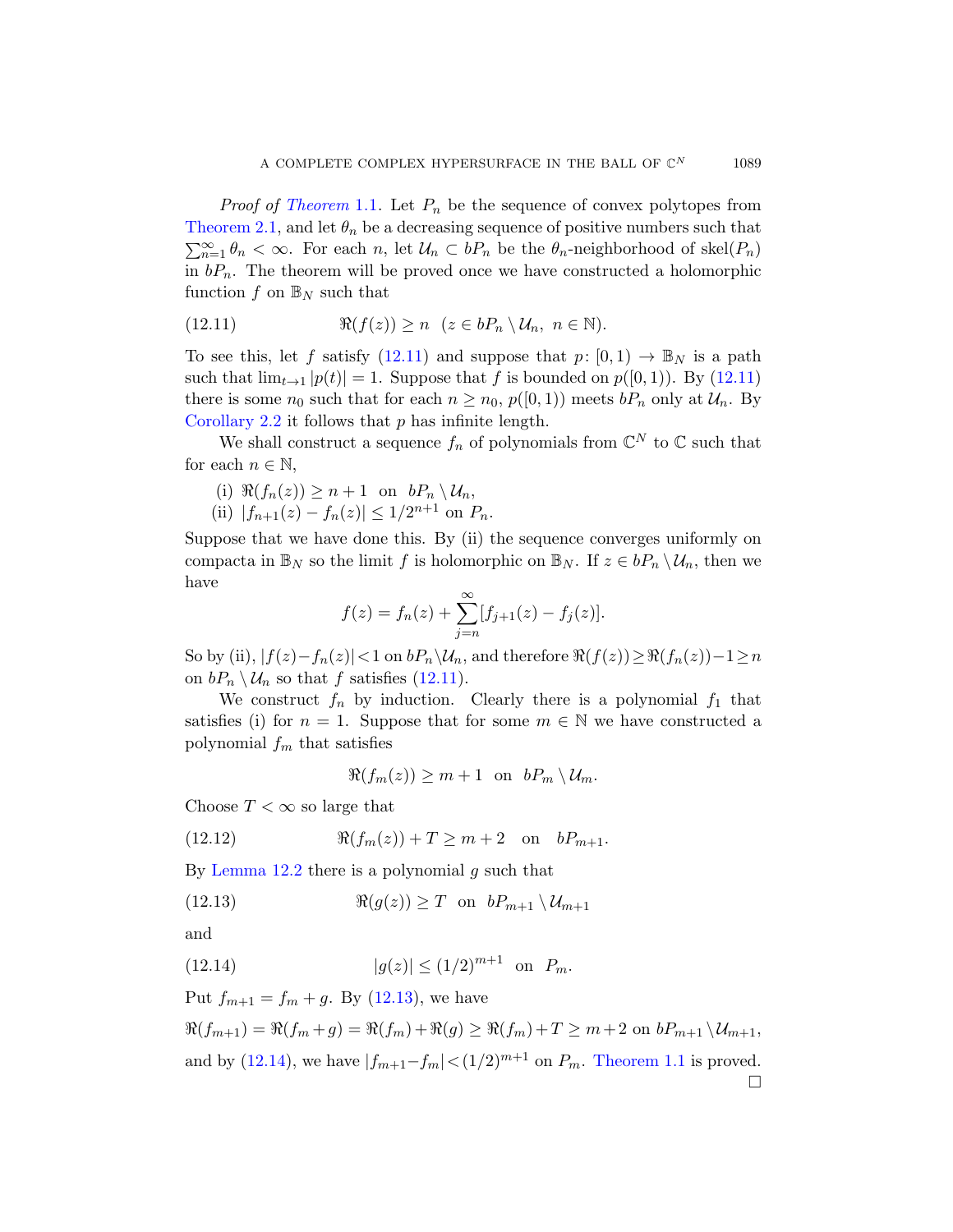*Proof of Theorem* 1.1. Let $P_n$ be the sequence of convex polytopes from Theorem 2.1, and let $\theta_n$ be a decreasing sequence of positive numbers such that $\sum_{n=1}^{\infty} \theta_n < \infty$. For each $n$, let $\mathcal{U}_n \subset bP_n$ be the $\theta_n$-neighborhood of skel$(P_n)$ in $bP_n$. The theorem will be proved once we have constructed a holomorphic function $f$ on $\mathbb{B}_N$ such that

$$\Re(f(z)) \geq n \quad (z \in bP_n \setminus \mathcal{U}_n,\ n \in \mathbb{N}). \tag{12.11}$$

To see this, let $f$ satisfy (12.11) and suppose that $p\colon [0,1) \to \mathbb{B}_N$ is a path such that $\lim_{t\to 1} |p(t)| = 1$. Suppose that $f$ is bounded on $p([0,1))$. By (12.11) there is some $n_0$ such that for each $n \geq n_0$, $p([0,1))$ meets $bP_n$ only at $\mathcal{U}_n$. By Corollary 2.2 it follows that $p$ has infinite length.

We shall construct a sequence $f_n$ of polynomials from $\mathbb{C}^N$ to $\mathbb{C}$ such that for each $n \in \mathbb{N}$,

(i) $\Re(f_n(z)) \geq n+1$ on $bP_n \setminus \mathcal{U}_n$,
(ii) $|f_{n+1}(z) - f_n(z)| \leq 1/2^{n+1}$ on $P_n$.

Suppose that we have done this. By (ii) the sequence converges uniformly on compacta in $\mathbb{B}_N$ so the limit $f$ is holomorphic on $\mathbb{B}_N$. If $z \in bP_n \setminus \mathcal{U}_n$, then we have

$$f(z) = f_n(z) + \sum_{j=n}^{\infty} [f_{j+1}(z) - f_j(z)].$$

So by (ii), $|f(z) - f_n(z)| < 1$ on $bP_n \setminus \mathcal{U}_n$, and therefore $\Re(f(z)) \geq \Re(f_n(z)) - 1 \geq n$ on $bP_n \setminus \mathcal{U}_n$ so that $f$ satisfies (12.11).

We construct $f_n$ by induction. Clearly there is a polynomial $f_1$ that satisfies (i) for $n = 1$. Suppose that for some $m \in \mathbb{N}$ we have constructed a polynomial $f_m$ that satisfies

$$\Re(f_m(z)) \geq m+1 \quad \text{on} \quad bP_m \setminus \mathcal{U}_m.$$

Choose $T < \infty$ so large that

$$\Re(f_m(z)) + T \geq m+2 \quad \text{on} \quad bP_{m+1}. \tag{12.12}$$

By Lemma 12.2 there is a polynomial $g$ such that

$$\Re(g(z)) \geq T \quad \text{on} \quad bP_{m+1} \setminus \mathcal{U}_{m+1} \tag{12.13}$$

and

$$|g(z)| \leq (1/2)^{m+1} \quad \text{on} \quad P_m. \tag{12.14}$$

Put $f_{m+1} = f_m + g$. By (12.13), we have

$$\Re(f_{m+1}) = \Re(f_m + g) = \Re(f_m) + \Re(g) \geq \Re(f_m) + T \geq m+2 \text{ on } bP_{m+1} \setminus \mathcal{U}_{m+1},$$

and by (12.14), we have $|f_{m+1} - f_m| < (1/2)^{m+1}$ on $P_m$. Theorem 1.1 is proved. $\square$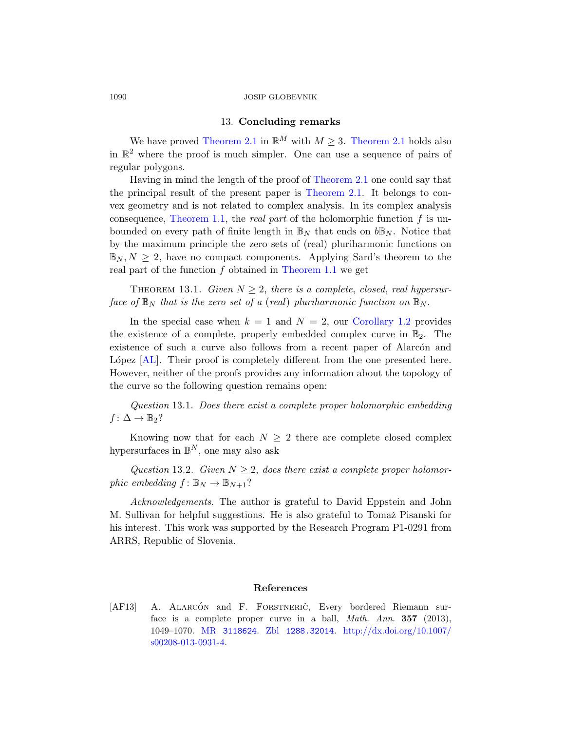## 13. Concluding remarks

We have proved Theorem 2.1 in $\mathbb{R}^M$ with $M \geq 3$. Theorem 2.1 holds also in $\mathbb{R}^2$ where the proof is much simpler. One can use a sequence of pairs of regular polygons.

Having in mind the length of the proof of Theorem 2.1 one could say that the principal result of the present paper is Theorem 2.1. It belongs to convex geometry and is not related to complex analysis. In its complex analysis consequence, Theorem 1.1, the *real part* of the holomorphic function $f$ is unbounded on every path of finite length in $\mathbb{B}_N$ that ends on $b\mathbb{B}_N$. Notice that by the maximum principle the zero sets of (real) pluriharmonic functions on $\mathbb{B}_N, N \geq 2$, have no compact components. Applying Sard's theorem to the real part of the function $f$ obtained in Theorem 1.1 we get

Theorem 13.1. *Given $N \geq 2$, there is a complete, closed, real hypersurface of $\mathbb{B}_N$ that is the zero set of a (real) pluriharmonic function on $\mathbb{B}_N$.*

In the special case when $k = 1$ and $N = 2$, our Corollary 1.2 provides the existence of a complete, properly embedded complex curve in $\mathbb{B}_2$. The existence of such a curve also follows from a recent paper of Alarcón and López [AL]. Their proof is completely different from the one presented here. However, neither of the proofs provides any information about the topology of the curve so the following question remains open:

*Question* 13.1. *Does there exist a complete proper holomorphic embedding $f\colon \Delta \to \mathbb{B}_2$?*

Knowing now that for each $N \geq 2$ there are complete closed complex hypersurfaces in $\mathbb{B}^N$, one may also ask

*Question* 13.2. *Given $N \geq 2$, does there exist a complete proper holomorphic embedding $f\colon \mathbb{B}_N \to \mathbb{B}_{N+1}$?*

*Acknowledgements.* The author is grateful to David Eppstein and John M. Sullivan for helpful suggestions. He is also grateful to Tomaž Pisanski for his interest. This work was supported by the Research Program P1-0291 from ARRS, Republic of Slovenia.

## References

[AF13] A. Alarcón and F. Forstnerič, Every bordered Riemann surface is a complete proper curve in a ball, *Math. Ann.* **357** (2013), 1049–1070. MR 3118624. Zbl 1288.32014. http://dx.doi.org/10.1007/s00208-013-0931-4.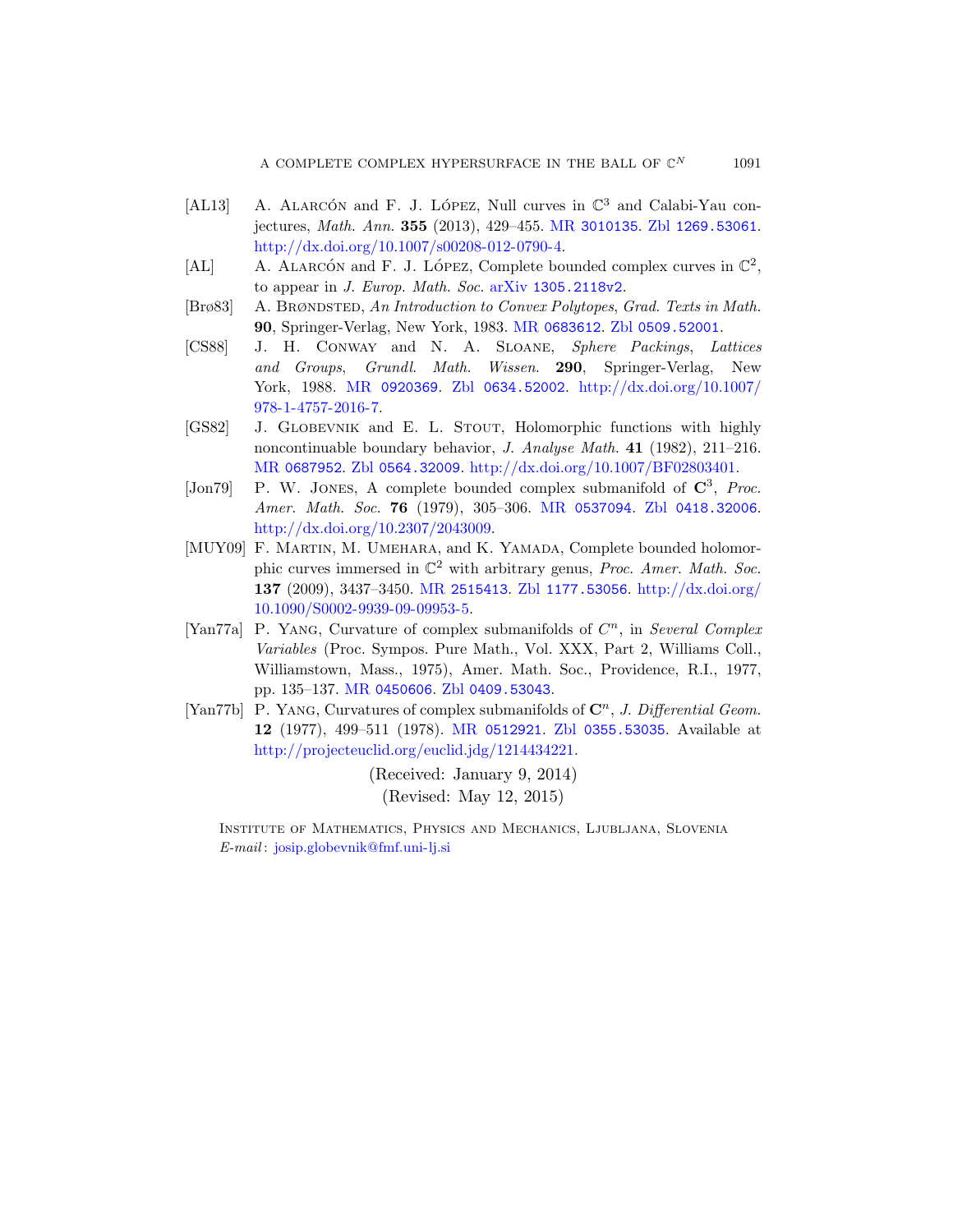- [AL13] A. Alarcón and F. J. López, Null curves in $\mathbb{C}^3$ and Calabi-Yau conjectures, *Math. Ann.* **355** (2013), 429–455. MR 3010135. Zbl 1269.53061. http://dx.doi.org/10.1007/s00208-012-0790-4.
- [AL] A. Alarcón and F. J. López, Complete bounded complex curves in $\mathbb{C}^2$, to appear in *J. Europ. Math. Soc.* arXiv 1305.2118v2.
- [Brø83] A. Brøndsted, *An Introduction to Convex Polytopes*, *Grad. Texts in Math.* **90**, Springer-Verlag, New York, 1983. MR 0683612. Zbl 0509.52001.
- [CS88] J. H. Conway and N. A. Sloane, *Sphere Packings, Lattices and Groups*, *Grundl. Math. Wissen.* **290**, Springer-Verlag, New York, 1988. MR 0920369. Zbl 0634.52002. http://dx.doi.org/10.1007/978-1-4757-2016-7.
- [GS82] J. Globevnik and E. L. Stout, Holomorphic functions with highly noncontinuable boundary behavior, *J. Analyse Math.* **41** (1982), 211–216. MR 0687952. Zbl 0564.32009. http://dx.doi.org/10.1007/BF02803401.
- [Jon79] P. W. Jones, A complete bounded complex submanifold of $\mathbf{C}^3$, *Proc. Amer. Math. Soc.* **76** (1979), 305–306. MR 0537094. Zbl 0418.32006. http://dx.doi.org/10.2307/2043009.
- [MUY09] F. Martin, M. Umehara, and K. Yamada, Complete bounded holomorphic curves immersed in $\mathbb{C}^2$ with arbitrary genus, *Proc. Amer. Math. Soc.* **137** (2009), 3437–3450. MR 2515413. Zbl 1177.53056. http://dx.doi.org/10.1090/S0002-9939-09-09953-5.
- [Yan77a] P. Yang, Curvature of complex submanifolds of $C^n$, in *Several Complex Variables* (Proc. Sympos. Pure Math., Vol. XXX, Part 2, Williams Coll., Williamstown, Mass., 1975), Amer. Math. Soc., Providence, R.I., 1977, pp. 135–137. MR 0450606. Zbl 0409.53043.
- [Yan77b] P. Yang, Curvatures of complex submanifolds of $\mathbf{C}^n$, *J. Differential Geom.* **12** (1977), 499–511 (1978). MR 0512921. Zbl 0355.53035. Available at http://projecteuclid.org/euclid.jdg/1214434221.

(Received: January 9, 2014)
(Revised: May 12, 2015)

Institute of Mathematics, Physics and Mechanics, Ljubljana, Slovenia
*E-mail*: josip.globevnik@fmf.uni-lj.si